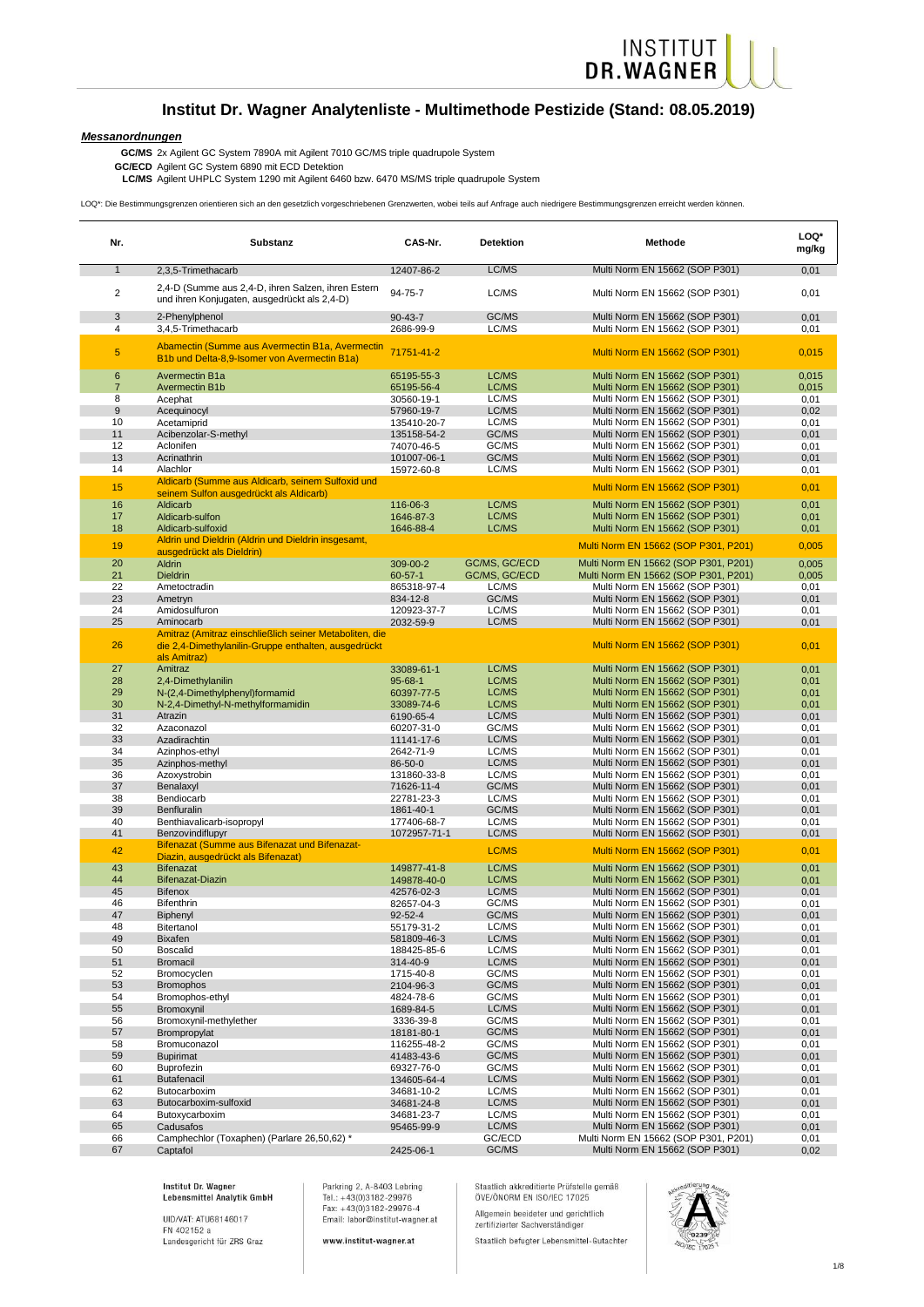# Institut Dr. Wagner Analytenliste - Multimethode Pestizide (Stand: 08.05.2019)

***Messanordnungen***

**GC/MS** 2x Agilent GC System 7890A mit Agilent 7010 GC/MS triple quadrupole System
**GC/ECD** Agilent GC System 6890 mit ECD Detektion
**LC/MS** Agilent UHPLC System 1290 mit Agilent 6460 bzw. 6470 MS/MS triple quadrupole System

LOQ*: Die Bestimmungsgrenzen orientieren sich an den gesetzlich vorgeschriebenen Grenzwerten, wobei teils auf Anfrage auch niedrigere Bestimmungsgrenzen erreicht werden können.

| Nr. | Substanz | CAS-Nr. | Detektion | Methode | LOQ* mg/kg |
|---|---|---|---|---|---|
| 1 | 2,3,5-Trimethacarb | 12407-86-2 | LC/MS | Multi Norm EN 15662 (SOP P301) | 0,01 |
| 2 | 2,4-D (Summe aus 2,4-D, ihren Salzen, ihren Estern und ihren Konjugaten, ausgedrückt als 2,4-D) | 94-75-7 | LC/MS | Multi Norm EN 15662 (SOP P301) | 0,01 |
| 3 | 2-Phenylphenol | 90-43-7 | GC/MS | Multi Norm EN 15662 (SOP P301) | 0,01 |
| 4 | 3,4,5-Trimethacarb | 2686-99-9 | LC/MS | Multi Norm EN 15662 (SOP P301) | 0,01 |
| 5 | Abamectin (Summe aus Avermectin B1a, Avermectin B1b und Delta-8,9-Isomer von Avermectin B1a) | 71751-41-2 | | Multi Norm EN 15662 (SOP P301) | 0,015 |
| 6 | Avermectin B1a | 65195-55-3 | LC/MS | Multi Norm EN 15662 (SOP P301) | 0,015 |
| 7 | Avermectin B1b | 65195-56-4 | LC/MS | Multi Norm EN 15662 (SOP P301) | 0,015 |
| 8 | Acephat | 30560-19-1 | LC/MS | Multi Norm EN 15662 (SOP P301) | 0,01 |
| 9 | Acequinocyl | 57960-19-7 | LC/MS | Multi Norm EN 15662 (SOP P301) | 0,02 |
| 10 | Acetamiprid | 135410-20-7 | LC/MS | Multi Norm EN 15662 (SOP P301) | 0,01 |
| 11 | Acibenzolar-S-methyl | 135158-54-2 | GC/MS | Multi Norm EN 15662 (SOP P301) | 0,01 |
| 12 | Aclonifen | 74070-46-5 | GC/MS | Multi Norm EN 15662 (SOP P301) | 0,01 |
| 13 | Acrinathrin | 101007-06-1 | GC/MS | Multi Norm EN 15662 (SOP P301) | 0,01 |
| 14 | Alachlor | 15972-60-8 | LC/MS | Multi Norm EN 15662 (SOP P301) | 0,01 |
| 15 | Aldicarb (Summe aus Aldicarb, seinem Sulfoxid und seinem Sulfon ausgedrückt als Aldicarb) | | | Multi Norm EN 15662 (SOP P301) | 0,01 |
| 16 | Aldicarb | 116-06-3 | LC/MS | Multi Norm EN 15662 (SOP P301) | 0,01 |
| 17 | Aldicarb-sulfon | 1646-87-3 | LC/MS | Multi Norm EN 15662 (SOP P301) | 0,01 |
| 18 | Aldicarb-sulfoxid | 1646-88-4 | LC/MS | Multi Norm EN 15662 (SOP P301) | 0,01 |
| 19 | Aldrin und Dieldrin (Aldrin und Dieldrin insgesamt, ausgedrückt als Dieldrin) | | | Multi Norm EN 15662 (SOP P301, P201) | 0,005 |
| 20 | Aldrin | 309-00-2 | GC/MS, GC/ECD | Multi Norm EN 15662 (SOP P301, P201) | 0,005 |
| 21 | Dieldrin | 60-57-1 | GC/MS, GC/ECD | Multi Norm EN 15662 (SOP P301, P201) | 0,005 |
| 22 | Ametoctradin | 865318-97-4 | LC/MS | Multi Norm EN 15662 (SOP P301) | 0,01 |
| 23 | Ametryn | 834-12-8 | GC/MS | Multi Norm EN 15662 (SOP P301) | 0,01 |
| 24 | Amidosulfuron | 120923-37-7 | LC/MS | Multi Norm EN 15662 (SOP P301) | 0,01 |
| 25 | Aminocarb | 2032-59-9 | LC/MS | Multi Norm EN 15662 (SOP P301) | 0,01 |
| 26 | Amitraz (Amitraz einschließlich seiner Metaboliten, die die 2,4-Dimethylanilin-Gruppe enthalten, ausgedrückt als Amitraz) | | | Multi Norm EN 15662 (SOP P301) | 0,01 |
| 27 | Amitraz | 33089-61-1 | LC/MS | Multi Norm EN 15662 (SOP P301) | 0,01 |
| 28 | 2,4-Dimethylanilin | 95-68-1 | LC/MS | Multi Norm EN 15662 (SOP P301) | 0,01 |
| 29 | N-(2,4-Dimethylphenyl)formamid | 60397-77-5 | LC/MS | Multi Norm EN 15662 (SOP P301) | 0,01 |
| 30 | N-2,4-Dimethyl-N-methylformamidin | 33089-74-6 | LC/MS | Multi Norm EN 15662 (SOP P301) | 0,01 |
| 31 | Atrazin | 6190-65-4 | LC/MS | Multi Norm EN 15662 (SOP P301) | 0,01 |
| 32 | Azaconazol | 60207-31-0 | GC/MS | Multi Norm EN 15662 (SOP P301) | 0,01 |
| 33 | Azadirachtin | 11141-17-6 | LC/MS | Multi Norm EN 15662 (SOP P301) | 0,01 |
| 34 | Azinphos-ethyl | 2642-71-9 | LC/MS | Multi Norm EN 15662 (SOP P301) | 0,01 |
| 35 | Azinphos-methyl | 86-50-0 | LC/MS | Multi Norm EN 15662 (SOP P301) | 0,01 |
| 36 | Azoxystrobin | 131860-33-8 | LC/MS | Multi Norm EN 15662 (SOP P301) | 0,01 |
| 37 | Benalaxyl | 71626-11-4 | GC/MS | Multi Norm EN 15662 (SOP P301) | 0,01 |
| 38 | Bendiocarb | 22781-23-3 | LC/MS | Multi Norm EN 15662 (SOP P301) | 0,01 |
| 39 | Benfluralin | 1861-40-1 | GC/MS | Multi Norm EN 15662 (SOP P301) | 0,01 |
| 40 | Benthiavalicarb-isopropyl | 177406-68-7 | LC/MS | Multi Norm EN 15662 (SOP P301) | 0,01 |
| 41 | Benzovindiflupyr | 1072957-71-1 | LC/MS | Multi Norm EN 15662 (SOP P301) | 0,01 |
| 42 | Bifenazat (Summe aus Bifenazat und Bifenazat-Diazin, ausgedrückt als Bifenazat) | | LC/MS | Multi Norm EN 15662 (SOP P301) | 0,01 |
| 43 | Bifenazat | 149877-41-8 | LC/MS | Multi Norm EN 15662 (SOP P301) | 0,01 |
| 44 | Bifenazat-Diazin | 149878-40-0 | LC/MS | Multi Norm EN 15662 (SOP P301) | 0,01 |
| 45 | Bifenox | 42576-02-3 | LC/MS | Multi Norm EN 15662 (SOP P301) | 0,01 |
| 46 | Bifenthrin | 82657-04-3 | GC/MS | Multi Norm EN 15662 (SOP P301) | 0,01 |
| 47 | Biphenyl | 92-52-4 | GC/MS | Multi Norm EN 15662 (SOP P301) | 0,01 |
| 48 | Bitertanol | 55179-31-2 | LC/MS | Multi Norm EN 15662 (SOP P301) | 0,01 |
| 49 | Bixafen | 581809-46-3 | LC/MS | Multi Norm EN 15662 (SOP P301) | 0,01 |
| 50 | Boscalid | 188425-85-6 | LC/MS | Multi Norm EN 15662 (SOP P301) | 0,01 |
| 51 | Bromacil | 314-40-9 | LC/MS | Multi Norm EN 15662 (SOP P301) | 0,01 |
| 52 | Bromocyclen | 1715-40-8 | GC/MS | Multi Norm EN 15662 (SOP P301) | 0,01 |
| 53 | Bromophos | 2104-96-3 | GC/MS | Multi Norm EN 15662 (SOP P301) | 0,01 |
| 54 | Bromophos-ethyl | 4824-78-6 | GC/MS | Multi Norm EN 15662 (SOP P301) | 0,01 |
| 55 | Bromoxynil | 1689-84-5 | LC/MS | Multi Norm EN 15662 (SOP P301) | 0,01 |
| 56 | Bromoxynil-methylether | 3336-39-8 | GC/MS | Multi Norm EN 15662 (SOP P301) | 0,01 |
| 57 | Brompropylat | 18181-80-1 | GC/MS | Multi Norm EN 15662 (SOP P301) | 0,01 |
| 58 | Bromuconazol | 116255-48-2 | GC/MS | Multi Norm EN 15662 (SOP P301) | 0,01 |
| 59 | Bupirimat | 41483-43-6 | GC/MS | Multi Norm EN 15662 (SOP P301) | 0,01 |
| 60 | Buprofezin | 69327-76-0 | GC/MS | Multi Norm EN 15662 (SOP P301) | 0,01 |
| 61 | Butafenacil | 134605-64-4 | LC/MS | Multi Norm EN 15662 (SOP P301) | 0,01 |
| 62 | Butocarboxim | 34681-10-2 | LC/MS | Multi Norm EN 15662 (SOP P301) | 0,01 |
| 63 | Butocarboxim-sulfoxid | 34681-24-8 | LC/MS | Multi Norm EN 15662 (SOP P301) | 0,01 |
| 64 | Butoxycarboxim | 34681-23-7 | LC/MS | Multi Norm EN 15662 (SOP P301) | 0,01 |
| 65 | Cadusafos | 95465-99-9 | LC/MS | Multi Norm EN 15662 (SOP P301) | 0,01 |
| 66 | Camphechlor (Toxaphen) (Parlare 26,50,62) * | | GC/ECD | Multi Norm EN 15662 (SOP P301, P201) | 0,01 |
| 67 | Captafol | 2425-06-1 | GC/MS | Multi Norm EN 15662 (SOP P301) | 0,02 |

Institut Dr. Wagner Lebensmittel Analytik GmbH
UID/VAT: ATU68146017
FN 402152 a
Landesgericht für ZRS Graz

Parkring 2, A-8403 Lebring
Tel.: +43(0)3182-29976
Fax: +43(0)3182-29976-4
Email: labor@institut-wagner.at
www.institut-wagner.at

Staatlich akkreditierte Prüfstelle gemäß ÖVE/ÖNORM EN ISO/IEC 17025
Allgemein beeideter und gerichtlich zertifizierter Sachverständiger
Staatlich befugter Lebensmittel-Gutachter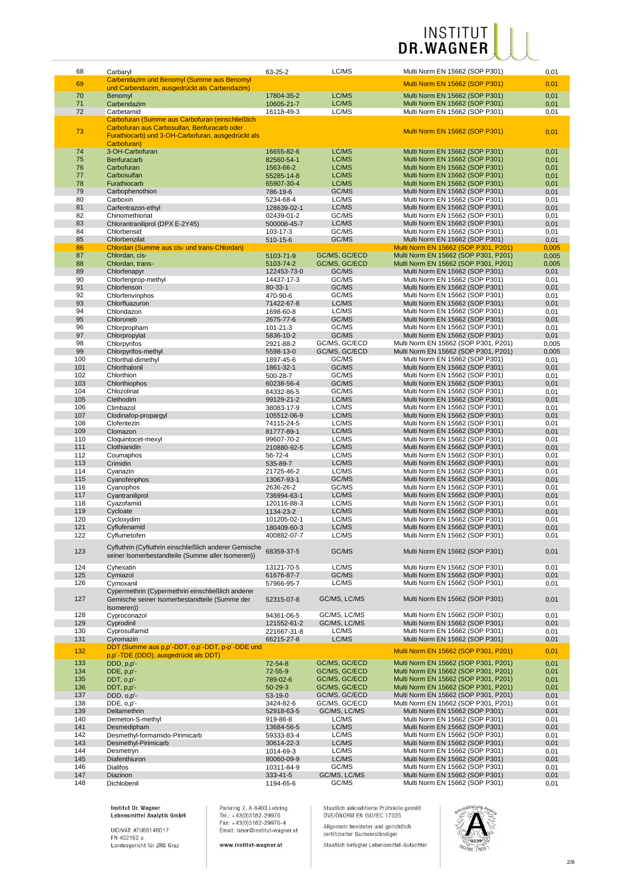| | | | | | |
|---|---|---|---|---|---|
| 68 | Carbaryl | 63-25-2 | LC/MS | Multi Norm EN 15662 (SOP P301) | 0,01 |
| 69 | Carbendazim und Benomyl (Summe aus Benomyl und Carbendazim, ausgedrückt als Carbendazim) | | | Multi Norm EN 15662 (SOP P301) | 0,01 |
| 70 | Benomyl | 17804-35-2 | LC/MS | Multi Norm EN 15662 (SOP P301) | 0,01 |
| 71 | Carbendazim | 10605-21-7 | LC/MS | Multi Norm EN 15662 (SOP P301) | 0,01 |
| 72 | Carbetamid | 16118-49-3 | LC/MS | Multi Norm EN 15662 (SOP P301) | 0,01 |
| 73 | Carbofuran (Summe aus Carbofuran (einschließlich Carbofuran aus Carbosulfan, Benfuracarb oder Furathiocarb) und 3-OH-Carbofuran, ausgedrückt als Carbofuran) | | | Multi Norm EN 15662 (SOP P301) | 0,01 |
| 74 | 3-OH-Carbofuran | 16655-82-6 | LC/MS | Multi Norm EN 15662 (SOP P301) | 0,01 |
| 75 | Benfuracarb | 82560-54-1 | LC/MS | Multi Norm EN 15662 (SOP P301) | 0,01 |
| 76 | Carbofuran | 1563-66-2 | LC/MS | Multi Norm EN 15662 (SOP P301) | 0,01 |
| 77 | Carbosulfan | 55285-14-8 | LC/MS | Multi Norm EN 15662 (SOP P301) | 0,01 |
| 78 | Furathiocarb | 65907-30-4 | LC/MS | Multi Norm EN 15662 (SOP P301) | 0,01 |
| 79 | Carbophenothion | 786-19-6 | GC/MS | Multi Norm EN 15662 (SOP P301) | 0,01 |
| 80 | Carboxin | 5234-68-4 | LC/MS | Multi Norm EN 15662 (SOP P301) | 0,01 |
| 81 | Carfentrazon-ethyl | 128639-02-1 | LC/MS | Multi Norm EN 15662 (SOP P301) | 0,01 |
| 82 | Chinomethionat | 02439-01-2 | GC/MS | Multi Norm EN 15662 (SOP P301) | 0,01 |
| 83 | Chlorantraniliprol (DPX E-2Y45) | 500008-45-7 | LC/MS | Multi Norm EN 15662 (SOP P301) | 0,01 |
| 84 | Chlorbensid | 103-17-3 | GC/MS | Multi Norm EN 15662 (SOP P301) | 0,01 |
| 85 | Chlorbenzilat | 510-15-6 | GC/MS | Multi Norm EN 15662 (SOP P301) | 0,01 |
| 86 | Chlordan (Summe aus cis- und trans-Chlordan) | | | Multi Norm EN 15662 (SOP P301, P201) | 0,005 |
| 87 | Chlordan, cis- | 5103-71-9 | GC/MS, GC/ECD | Multi Norm EN 15662 (SOP P301, P201) | 0,005 |
| 88 | Chlordan, trans- | 5103-74-2 | GC/MS, GC/ECD | Multi Norm EN 15662 (SOP P301, P201) | 0,005 |
| 89 | Chlorfenapyr | 122453-73-0 | GC/MS | Multi Norm EN 15662 (SOP P301) | 0,01 |
| 90 | Chlorfenprop-methyl | 14437-17-3 | GC/MS | Multi Norm EN 15662 (SOP P301) | 0,01 |
| 91 | Chlorfenson | 80-33-1 | GC/MS | Multi Norm EN 15662 (SOP P301) | 0,01 |
| 92 | Chlorfenvinphos | 470-90-6 | GC/MS | Multi Norm EN 15662 (SOP P301) | 0,01 |
| 93 | Chlorfluazuron | 71422-67-8 | LC/MS | Multi Norm EN 15662 (SOP P301) | 0,01 |
| 94 | Chloridazon | 1698-60-8 | LC/MS | Multi Norm EN 15662 (SOP P301) | 0,01 |
| 95 | Chloroneb | 2675-77-6 | GC/MS | Multi Norm EN 15662 (SOP P301) | 0,01 |
| 96 | Chlorpropham | 101-21-3 | GC/MS | Multi Norm EN 15662 (SOP P301) | 0,01 |
| 97 | Chlorpropylat | 5836-10-2 | GC/MS | Multi Norm EN 15662 (SOP P301) | 0,01 |
| 98 | Chlorpyrifos | 2921-88-2 | GC/MS, GC/ECD | Multi Norm EN 15662 (SOP P301, P201) | 0,005 |
| 99 | Chlorpyrifos-methyl | 5598-13-0 | GC/MS, GC/ECD | Multi Norm EN 15662 (SOP P301, P201) | 0,005 |
| 100 | Chlorthal-dimethyl | 1897-45-6 | GC/MS | Multi Norm EN 15662 (SOP P301) | 0,01 |
| 101 | Chlorthalonil | 1861-32-1 | GC/MS | Multi Norm EN 15662 (SOP P301) | 0,01 |
| 102 | Chlorthion | 500-28-7 | GC/MS | Multi Norm EN 15662 (SOP P301) | 0,01 |
| 103 | Chlorthiophos | 60238-56-4 | GC/MS | Multi Norm EN 15662 (SOP P301) | 0,01 |
| 104 | Chlozolinat | 84332-86-5 | GC/MS | Multi Norm EN 15662 (SOP P301) | 0,01 |
| 105 | Clethodim | 99129-21-2 | LC/MS | Multi Norm EN 15662 (SOP P301) | 0,01 |
| 106 | Climbazol | 38083-17-9 | LC/MS | Multi Norm EN 15662 (SOP P301) | 0,01 |
| 107 | Clodinafop-propargyl | 105512-06-9 | LC/MS | Multi Norm EN 15662 (SOP P301) | 0,01 |
| 108 | Clofentezin | 74115-24-5 | LC/MS | Multi Norm EN 15662 (SOP P301) | 0,01 |
| 109 | Clomazon | 81777-89-1 | LC/MS | Multi Norm EN 15662 (SOP P301) | 0,01 |
| 110 | Cloquintocet-mexyl | 99607-70-2 | LC/MS | Multi Norm EN 15662 (SOP P301) | 0,01 |
| 111 | Clothianidin | 210880-92-5 | LC/MS | Multi Norm EN 15662 (SOP P301) | 0,01 |
| 112 | Coumaphos | 56-72-4 | LC/MS | Multi Norm EN 15662 (SOP P301) | 0,01 |
| 113 | Crimidin | 535-89-7 | LC/MS | Multi Norm EN 15662 (SOP P301) | 0,01 |
| 114 | Cyanazin | 21725-46-2 | LC/MS | Multi Norm EN 15662 (SOP P301) | 0,01 |
| 115 | Cyanofenphos | 13067-93-1 | GC/MS | Multi Norm EN 15662 (SOP P301) | 0,01 |
| 116 | Cyanophos | 2636-26-2 | GC/MS | Multi Norm EN 15662 (SOP P301) | 0,01 |
| 117 | Cyantraniliprol | 736994-63-1 | LC/MS | Multi Norm EN 15662 (SOP P301) | 0,01 |
| 118 | Cyazofamid | 120116-88-3 | LC/MS | Multi Norm EN 15662 (SOP P301) | 0,01 |
| 119 | Cycloate | 1134-23-2 | LC/MS | Multi Norm EN 15662 (SOP P301) | 0,01 |
| 120 | Cycloxydim | 101205-02-1 | LC/MS | Multi Norm EN 15662 (SOP P301) | 0,01 |
| 121 | Cyflufenamid | 180409-60-3 | LC/MS | Multi Norm EN 15662 (SOP P301) | 0,01 |
| 122 | Cyflumetofen | 400882-07-7 | LC/MS | Multi Norm EN 15662 (SOP P301) | 0,01 |
| 123 | Cyfluthrin (Cyfluthrin einschließlich anderer Gemische seiner Isomerbestandteile (Summe aller Isomeren)) | 68359-37-5 | GC/MS | Multi Norm EN 15662 (SOP P301) | 0,01 |
| 124 | Cyhexatin | 13121-70-5 | LC/MS | Multi Norm EN 15662 (SOP P301) | 0,01 |
| 125 | Cymiazol | 61676-87-7 | GC/MS | Multi Norm EN 15662 (SOP P301) | 0,01 |
| 126 | Cymoxanil | 57966-95-7 | LC/MS | Multi Norm EN 15662 (SOP P301) | 0,01 |
| 127 | Cypermethrin (Cypermethrin einschließlich anderer Gemische seiner Isomerbestandteile (Summe der Isomeren)) | 52315-07-8 | GC/MS, LC/MS | Multi Norm EN 15662 (SOP P301) | 0,01 |
| 128 | Cyproconazol | 94361-06-5 | GC/MS, LC/MS | Multi Norm EN 15662 (SOP P301) | 0,01 |
| 129 | Cyprodinil | 121552-61-2 | GC/MS, LC/MS | Multi Norm EN 15662 (SOP P301) | 0,01 |
| 130 | Cyprosulfamid | 221667-31-8 | LC/MS | Multi Norm EN 15662 (SOP P301) | 0,01 |
| 131 | Cyromazin | 66215-27-8 | LC/MS | Multi Norm EN 15662 (SOP P301) | 0,01 |
| 132 | DDT (Summe aus p,p´-DDT, o,p´-DDT, p-p´-DDE und p,p´-TDE (DDD), ausgedrückt als DDT) | | | Multi Norm EN 15662 (SOP P301, P201) | 0,01 |
| 133 | DDD, p,p'- | 72-54-8 | GC/MS, GC/ECD | Multi Norm EN 15662 (SOP P301, P201) | 0,01 |
| 134 | DDE, p,p'- | 72-55-9 | GC/MS, GC/ECD | Multi Norm EN 15662 (SOP P301, P201) | 0,01 |
| 135 | DDT, o,p'- | 789-02-6 | GC/MS, GC/ECD | Multi Norm EN 15662 (SOP P301, P201) | 0,01 |
| 136 | DDT, p,p'- | 50-29-3 | GC/MS, GC/ECD | Multi Norm EN 15662 (SOP P301, P201) | 0,01 |
| 137 | DDD, o,p'- | 53-19-0 | GC/MS, GC/ECD | Multi Norm EN 15662 (SOP P301, P201) | 0,01 |
| 138 | DDE, o,p'- | 3424-82-6 | GC/MS, GC/ECD | Multi Norm EN 15662 (SOP P301, P201) | 0,01 |
| 139 | Deltamethrin | 52918-63-5 | GC/MS, LC/MS | Multi Norm EN 15662 (SOP P301) | 0,01 |
| 140 | Demeton-S-methyl | 919-86-8 | LC/MS | Multi Norm EN 15662 (SOP P301) | 0,01 |
| 141 | Desmedipham | 13684-56-5 | LC/MS | Multi Norm EN 15662 (SOP P301) | 0,01 |
| 142 | Desmethyl-formamido-Pirimicarb | 59333-83-4 | LC/MS | Multi Norm EN 15662 (SOP P301) | 0,01 |
| 143 | Desmethyl-Pirimicarb | 30614-22-3 | LC/MS | Multi Norm EN 15662 (SOP P301) | 0,01 |
| 144 | Desmetryn | 1014-69-3 | LC/MS | Multi Norm EN 15662 (SOP P301) | 0,01 |
| 145 | Diafenthiuron | 80060-09-9 | LC/MS | Multi Norm EN 15662 (SOP P301) | 0,01 |
| 146 | Dialifos | 10311-84-9 | GC/MS | Multi Norm EN 15662 (SOP P301) | 0,01 |
| 147 | Diazinon | 333-41-5 | GC/MS, LC/MS | Multi Norm EN 15662 (SOP P301) | 0,01 |
| 148 | Dichlobenil | 1194-65-6 | GC/MS | Multi Norm EN 15662 (SOP P301) | 0,01 |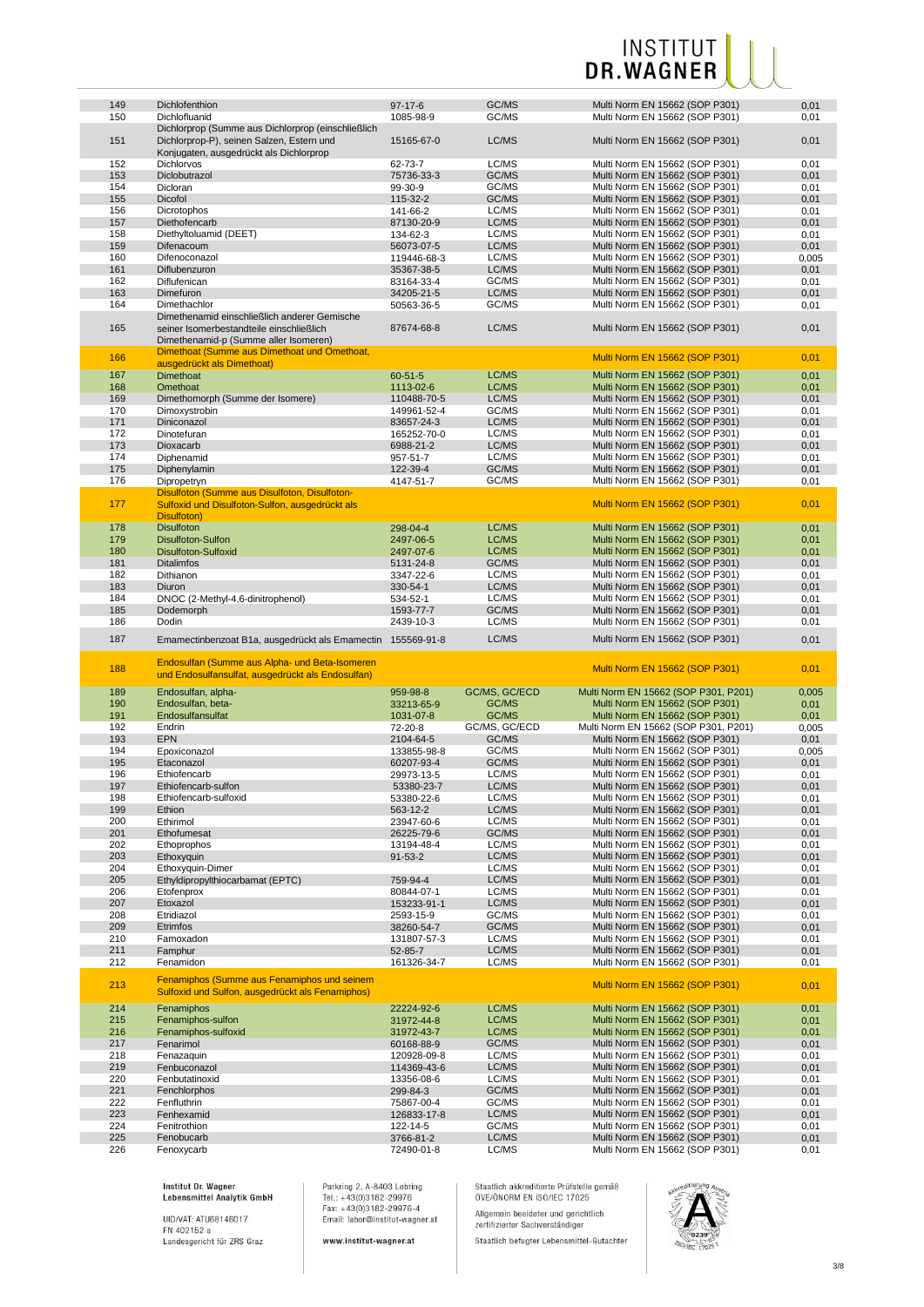| | | | | | |
|---|---|---|---|---|---|
| 149 | Dichlofenthion | 97-17-6 | GC/MS | Multi Norm EN 15662 (SOP P301) | 0,01 |
| 150 | Dichlofluanid | 1085-98-9 | GC/MS | Multi Norm EN 15662 (SOP P301) | 0,01 |
| 151 | Dichlorprop (Summe aus Dichlorprop (einschließlich Dichlorprop-P), seinen Salzen, Estern und Konjugaten, ausgedrückt als Dichlorprop | 15165-67-0 | LC/MS | Multi Norm EN 15662 (SOP P301) | 0,01 |
| 152 | Dichlorvos | 62-73-7 | LC/MS | Multi Norm EN 15662 (SOP P301) | 0,01 |
| 153 | Diclobutrazol | 75736-33-3 | GC/MS | Multi Norm EN 15662 (SOP P301) | 0,01 |
| 154 | Dicloran | 99-30-9 | GC/MS | Multi Norm EN 15662 (SOP P301) | 0,01 |
| 155 | Dicofol | 115-32-2 | GC/MS | Multi Norm EN 15662 (SOP P301) | 0,01 |
| 156 | Dicrotophos | 141-66-2 | LC/MS | Multi Norm EN 15662 (SOP P301) | 0,01 |
| 157 | Diethofencarb | 87130-20-9 | LC/MS | Multi Norm EN 15662 (SOP P301) | 0,01 |
| 158 | Diethyltoluamid (DEET) | 134-62-3 | LC/MS | Multi Norm EN 15662 (SOP P301) | 0,01 |
| 159 | Difenacoum | 56073-07-5 | LC/MS | Multi Norm EN 15662 (SOP P301) | 0,01 |
| 160 | Difenoconazol | 119446-68-3 | LC/MS | Multi Norm EN 15662 (SOP P301) | 0,005 |
| 161 | Diflubenzuron | 35367-38-5 | LC/MS | Multi Norm EN 15662 (SOP P301) | 0,01 |
| 162 | Diflufenican | 83164-33-4 | GC/MS | Multi Norm EN 15662 (SOP P301) | 0,01 |
| 163 | Dimefuron | 34205-21-5 | LC/MS | Multi Norm EN 15662 (SOP P301) | 0,01 |
| 164 | Dimethachlor | 50563-36-5 | GC/MS | Multi Norm EN 15662 (SOP P301) | 0,01 |
| 165 | Dimethenamid einschließlich anderer Gemische seiner Isomerbestandteile einschließlich Dimethenamid-p (Summe aller Isomeren) | 87674-68-8 | LC/MS | Multi Norm EN 15662 (SOP P301) | 0,01 |
| 166 | Dimethoat (Summe aus Dimethoat und Omethoat, ausgedrückt als Dimethoat) | | | Multi Norm EN 15662 (SOP P301) | 0,01 |
| 167 | Dimethoat | 60-51-5 | LC/MS | Multi Norm EN 15662 (SOP P301) | 0,01 |
| 168 | Omethoat | 1113-02-6 | LC/MS | Multi Norm EN 15662 (SOP P301) | 0,01 |
| 169 | Dimethomorph (Summe der Isomere) | 110488-70-5 | LC/MS | Multi Norm EN 15662 (SOP P301) | 0,01 |
| 170 | Dimoxystrobin | 149961-52-4 | GC/MS | Multi Norm EN 15662 (SOP P301) | 0,01 |
| 171 | Diniconazol | 83657-24-3 | LC/MS | Multi Norm EN 15662 (SOP P301) | 0,01 |
| 172 | Dinotefuran | 165252-70-0 | LC/MS | Multi Norm EN 15662 (SOP P301) | 0,01 |
| 173 | Dioxacarb | 6988-21-2 | LC/MS | Multi Norm EN 15662 (SOP P301) | 0,01 |
| 174 | Diphenamid | 957-51-7 | LC/MS | Multi Norm EN 15662 (SOP P301) | 0,01 |
| 175 | Diphenylamin | 122-39-4 | GC/MS | Multi Norm EN 15662 (SOP P301) | 0,01 |
| 176 | Dipropetryn | 4147-51-7 | GC/MS | Multi Norm EN 15662 (SOP P301) | 0,01 |
| 177 | Disulfoton (Summe aus Disulfoton, Disulfoton-Sulfoxid und Disulfoton-Sulfon, ausgedrückt als Disulfoton) | | | Multi Norm EN 15662 (SOP P301) | 0,01 |
| 178 | Disulfoton | 298-04-4 | LC/MS | Multi Norm EN 15662 (SOP P301) | 0,01 |
| 179 | Disulfoton-Sulfon | 2497-06-5 | LC/MS | Multi Norm EN 15662 (SOP P301) | 0,01 |
| 180 | Disulfoton-Sulfoxid | 2497-07-6 | LC/MS | Multi Norm EN 15662 (SOP P301) | 0,01 |
| 181 | Ditalimfos | 5131-24-8 | GC/MS | Multi Norm EN 15662 (SOP P301) | 0,01 |
| 182 | Dithianon | 3347-22-6 | LC/MS | Multi Norm EN 15662 (SOP P301) | 0,01 |
| 183 | Diuron | 330-54-1 | LC/MS | Multi Norm EN 15662 (SOP P301) | 0,01 |
| 184 | DNOC (2-Methyl-4,6-dinitrophenol) | 534-52-1 | LC/MS | Multi Norm EN 15662 (SOP P301) | 0,01 |
| 185 | Dodemorph | 1593-77-7 | GC/MS | Multi Norm EN 15662 (SOP P301) | 0,01 |
| 186 | Dodin | 2439-10-3 | LC/MS | Multi Norm EN 15662 (SOP P301) | 0,01 |
| 187 | Emamectinbenzoat B1a, ausgedrückt als Emamectin | 155569-91-8 | LC/MS | Multi Norm EN 15662 (SOP P301) | 0,01 |
| 188 | Endosulfan (Summe aus Alpha- und Beta-Isomeren und Endosulfansulfat, ausgedrückt als Endosulfan) | | | Multi Norm EN 15662 (SOP P301) | 0,01 |
| 189 | Endosulfan, alpha- | 959-98-8 | GC/MS, GC/ECD | Multi Norm EN 15662 (SOP P301, P201) | 0,005 |
| 190 | Endosulfan, beta- | 33213-65-9 | GC/MS | Multi Norm EN 15662 (SOP P301) | 0,01 |
| 191 | Endosulfansulfat | 1031-07-8 | GC/MS | Multi Norm EN 15662 (SOP P301) | 0,01 |
| 192 | Endrin | 72-20-8 | GC/MS, GC/ECD | Multi Norm EN 15662 (SOP P301, P201) | 0,005 |
| 193 | EPN | 2104-64-5 | GC/MS | Multi Norm EN 15662 (SOP P301) | 0,01 |
| 194 | Epoxiconazol | 133855-98-8 | GC/MS | Multi Norm EN 15662 (SOP P301) | 0,005 |
| 195 | Etaconazol | 60207-93-4 | GC/MS | Multi Norm EN 15662 (SOP P301) | 0,01 |
| 196 | Ethiofencarb | 29973-13-5 | LC/MS | Multi Norm EN 15662 (SOP P301) | 0,01 |
| 197 | Ethiofencarb-sulfon | 53380-23-7 | LC/MS | Multi Norm EN 15662 (SOP P301) | 0,01 |
| 198 | Ethiofencarb-sulfoxid | 53380-22-6 | LC/MS | Multi Norm EN 15662 (SOP P301) | 0,01 |
| 199 | Ethion | 563-12-2 | LC/MS | Multi Norm EN 15662 (SOP P301) | 0,01 |
| 200 | Ethirimol | 23947-60-6 | LC/MS | Multi Norm EN 15662 (SOP P301) | 0,01 |
| 201 | Ethofumesat | 26225-79-6 | GC/MS | Multi Norm EN 15662 (SOP P301) | 0,01 |
| 202 | Ethoprophos | 13194-48-4 | LC/MS | Multi Norm EN 15662 (SOP P301) | 0,01 |
| 203 | Ethoxyquin | 91-53-2 | LC/MS | Multi Norm EN 15662 (SOP P301) | 0,01 |
| 204 | Ethoxyquin-Dimer | | LC/MS | Multi Norm EN 15662 (SOP P301) | 0,01 |
| 205 | Ethyldipropylthiocarbamat (EPTC) | 759-94-4 | LC/MS | Multi Norm EN 15662 (SOP P301) | 0,01 |
| 206 | Etofenprox | 80844-07-1 | LC/MS | Multi Norm EN 15662 (SOP P301) | 0,01 |
| 207 | Etoxazol | 153233-91-1 | LC/MS | Multi Norm EN 15662 (SOP P301) | 0,01 |
| 208 | Etridiazol | 2593-15-9 | GC/MS | Multi Norm EN 15662 (SOP P301) | 0,01 |
| 209 | Etrimfos | 38260-54-7 | GC/MS | Multi Norm EN 15662 (SOP P301) | 0,01 |
| 210 | Famoxadon | 131807-57-3 | LC/MS | Multi Norm EN 15662 (SOP P301) | 0,01 |
| 211 | Famphur | 52-85-7 | LC/MS | Multi Norm EN 15662 (SOP P301) | 0,01 |
| 212 | Fenamidon | 161326-34-7 | LC/MS | Multi Norm EN 15662 (SOP P301) | 0,01 |
| 213 | Fenamiphos (Summe aus Fenamiphos und seinem Sulfoxid und Sulfon, ausgedrückt als Fenamiphos) | | | Multi Norm EN 15662 (SOP P301) | 0,01 |
| 214 | Fenamiphos | 22224-92-6 | LC/MS | Multi Norm EN 15662 (SOP P301) | 0,01 |
| 215 | Fenamiphos-sulfon | 31972-44-8 | LC/MS | Multi Norm EN 15662 (SOP P301) | 0,01 |
| 216 | Fenamiphos-sulfoxid | 31972-43-7 | LC/MS | Multi Norm EN 15662 (SOP P301) | 0,01 |
| 217 | Fenarimol | 60168-88-9 | GC/MS | Multi Norm EN 15662 (SOP P301) | 0,01 |
| 218 | Fenazaquin | 120928-09-8 | LC/MS | Multi Norm EN 15662 (SOP P301) | 0,01 |
| 219 | Fenbuconazol | 114369-43-6 | LC/MS | Multi Norm EN 15662 (SOP P301) | 0,01 |
| 220 | Fenbutatinoxid | 13356-08-6 | LC/MS | Multi Norm EN 15662 (SOP P301) | 0,01 |
| 221 | Fenchlorphos | 299-84-3 | GC/MS | Multi Norm EN 15662 (SOP P301) | 0,01 |
| 222 | Fenfluthrin | 75867-00-4 | GC/MS | Multi Norm EN 15662 (SOP P301) | 0,01 |
| 223 | Fenhexamid | 126833-17-8 | LC/MS | Multi Norm EN 15662 (SOP P301) | 0,01 |
| 224 | Fenitrothion | 122-14-5 | GC/MS | Multi Norm EN 15662 (SOP P301) | 0,01 |
| 225 | Fenobucarb | 3766-81-2 | LC/MS | Multi Norm EN 15662 (SOP P301) | 0,01 |
| 226 | Fenoxycarb | 72490-01-8 | LC/MS | Multi Norm EN 15662 (SOP P301) | 0,01 |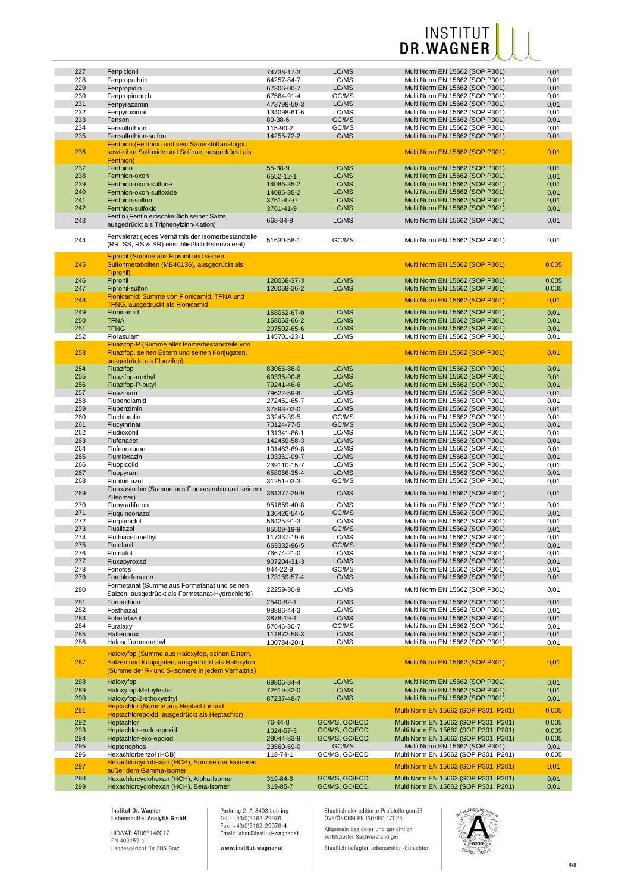| | | | | | |
|---|---|---|---|---|---|
| 227 | Fenpiclonil | 74738-17-3 | LC/MS | Multi Norm EN 15662 (SOP P301) | 0,01 |
| 228 | Fenpropathrin | 64257-84-7 | LC/MS | Multi Norm EN 15662 (SOP P301) | 0,01 |
| 229 | Fenpropidin | 67306-00-7 | LC/MS | Multi Norm EN 15662 (SOP P301) | 0,01 |
| 230 | Fenpropimorph | 67564-91-4 | GC/MS | Multi Norm EN 15662 (SOP P301) | 0,01 |
| 231 | Fenpyrazamin | 473798-59-3 | LC/MS | Multi Norm EN 15662 (SOP P301) | 0,01 |
| 232 | Fenpyroximat | 134098-61-6 | LC/MS | Multi Norm EN 15662 (SOP P301) | 0,01 |
| 233 | Fenson | 80-38-6 | GC/MS | Multi Norm EN 15662 (SOP P301) | 0,01 |
| 234 | Fensulfothion | 115-90-2 | GC/MS | Multi Norm EN 15662 (SOP P301) | 0,01 |
| 235 | Fensulfothion-sulfon | 14255-72-2 | LC/MS | Multi Norm EN 15662 (SOP P301) | 0,01 |
| 236 | Fenthion (Fenthion und sein Sauerstoffanalogon sowie ihre Sulfoxide und Sulfone, ausgedrückt als Fenthion) | | | Multi Norm EN 15662 (SOP P301) | 0,01 |
| 237 | Fenthion | 55-38-9 | LC/MS | Multi Norm EN 15662 (SOP P301) | 0,01 |
| 238 | Fenthion-oxon | 6552-12-1 | LC/MS | Multi Norm EN 15662 (SOP P301) | 0,01 |
| 239 | Fenthion-oxon-sulfone | 14086-35-2 | LC/MS | Multi Norm EN 15662 (SOP P301) | 0,01 |
| 240 | Fenthion-oxon-sulfoxide | 14086-35-2 | LC/MS | Multi Norm EN 15662 (SOP P301) | 0,01 |
| 241 | Fenthion-sulfon | 3761-42-0 | LC/MS | Multi Norm EN 15662 (SOP P301) | 0,01 |
| 242 | Fenthion-sulfoxid | 3761-41-9 | LC/MS | Multi Norm EN 15662 (SOP P301) | 0,01 |
| 243 | Fentin (Fentin einschließlich seiner Salze, ausgedrückt als Triphenylzinn-Kation) | 668-34-8 | LC/MS | Multi Norm EN 15662 (SOP P301) | 0,01 |
| 244 | Fenvalerat (jedes Verhältnis der Isomerbestandteile (RR, SS, RS & SR) einschließlich Esfenvalerat) | 51630-58-1 | GC/MS | Multi Norm EN 15662 (SOP P301) | 0,01 |
| 245 | Fipronil (Summe aus Fipronil und seinem Sulfonmetaboliten (MB46136), ausgedrückt als Fipronil) | | | Multi Norm EN 15662 (SOP P301) | 0,005 |
| 246 | Fipronil | 120068-37-3 | LC/MS | Multi Norm EN 15662 (SOP P301) | 0,005 |
| 247 | Fipronil-sulfon | 120068-36-2 | LC/MS | Multi Norm EN 15662 (SOP P301) | 0,005 |
| 248 | Flonicamid: Summe von Flonicamid, TFNA und TFNG, ausgedrückt als Flonicamid | | | Multi Norm EN 15662 (SOP P301) | 0,01 |
| 249 | Flonicamid | 158062-67-0 | LC/MS | Multi Norm EN 15662 (SOP P301) | 0,01 |
| 250 | TFNA | 158063-66-2 | LC/MS | Multi Norm EN 15662 (SOP P301) | 0,01 |
| 251 | TFNG | 207502-65-6 | LC/MS | Multi Norm EN 15662 (SOP P301) | 0,01 |
| 252 | Florasulam | 145701-23-1 | LC/MS | Multi Norm EN 15662 (SOP P301) | 0,01 |
| 253 | Fluazifop-P (Summe aller Isomerbestandteile von Fluazifop, seinen Estern und seinen Konjugaten, ausgedrückt als Fluazifop) | | | Multi Norm EN 15662 (SOP P301) | 0,01 |
| 254 | Fluazifop | 83066-88-0 | LC/MS | Multi Norm EN 15662 (SOP P301) | 0,01 |
| 255 | Fluazifop-methyl | 69335-90-6 | LC/MS | Multi Norm EN 15662 (SOP P301) | 0,01 |
| 256 | Fluazifop-P-butyl | 79241-46-6 | LC/MS | Multi Norm EN 15662 (SOP P301) | 0,01 |
| 257 | Fluazinam | 79622-59-6 | LC/MS | Multi Norm EN 15662 (SOP P301) | 0,01 |
| 258 | Flubendiamid | 272451-65-7 | LC/MS | Multi Norm EN 15662 (SOP P301) | 0,01 |
| 259 | Flubenzimin | 37893-02-0 | LC/MS | Multi Norm EN 15662 (SOP P301) | 0,01 |
| 260 | Fluchloralin | 33245-39-5 | GC/MS | Multi Norm EN 15662 (SOP P301) | 0,01 |
| 261 | Flucythrinat | 70124-77-5 | GC/MS | Multi Norm EN 15662 (SOP P301) | 0,01 |
| 262 | Fludioxonil | 131341-86-1 | LC/MS | Multi Norm EN 15662 (SOP P301) | 0,01 |
| 263 | Flufenacet | 142459-58-3 | LC/MS | Multi Norm EN 15662 (SOP P301) | 0,01 |
| 264 | Flufenoxuron | 101463-69-8 | LC/MS | Multi Norm EN 15662 (SOP P301) | 0,01 |
| 265 | Flumioxazin | 103361-09-7 | LC/MS | Multi Norm EN 15662 (SOP P301) | 0,01 |
| 266 | Fluopicolid | 239110-15-7 | LC/MS | Multi Norm EN 15662 (SOP P301) | 0,01 |
| 267 | Fluopyram | 658066-35-4 | LC/MS | Multi Norm EN 15662 (SOP P301) | 0,01 |
| 268 | Fluotrimazol | 31251-03-3 | GC/MS | Multi Norm EN 15662 (SOP P301) | 0,01 |
| 269 | Fluoxastrobin (Summe aus Fluoxastrobin und seinem Z-Isomer) | 361377-29-9 | LC/MS | Multi Norm EN 15662 (SOP P301) | 0,01 |
| 270 | Flupyradifuron | 951659-40-8 | LC/MS | Multi Norm EN 15662 (SOP P301) | 0,01 |
| 271 | Fluquinconazol | 136426-54-5 | GC/MS | Multi Norm EN 15662 (SOP P301) | 0,01 |
| 272 | Flurprimidol | 56425-91-3 | LC/MS | Multi Norm EN 15662 (SOP P301) | 0,01 |
| 273 | Flusilazol | 85509-19-9 | GC/MS | Multi Norm EN 15662 (SOP P301) | 0,01 |
| 274 | Fluthiacet-methyl | 117337-19-6 | LC/MS | Multi Norm EN 15662 (SOP P301) | 0,01 |
| 275 | Flutolanil | 663332-96-5 | GC/MS | Multi Norm EN 15662 (SOP P301) | 0,01 |
| 276 | Flutriafol | 76674-21-0 | LC/MS | Multi Norm EN 15662 (SOP P301) | 0,01 |
| 277 | Fluxapyroxad | 907204-31-3 | LC/MS | Multi Norm EN 15662 (SOP P301) | 0,01 |
| 278 | Fonofos | 944-22-9 | GC/MS | Multi Norm EN 15662 (SOP P301) | 0,01 |
| 279 | Forchlorfenuron | 173159-57-4 | LC/MS | Multi Norm EN 15662 (SOP P301) | 0,01 |
| 280 | Formetanat (Summe aus Formetanat und seinen Salzen, ausgedrückt als Formetanat-Hydrochlorid) | 22259-30-9 | LC/MS | Multi Norm EN 15662 (SOP P301) | 0,01 |
| 281 | Formothion | 2540-82-1 | LC/MS | Multi Norm EN 15662 (SOP P301) | 0,01 |
| 282 | Fosthiazat | 98886-44-3 | LC/MS | Multi Norm EN 15662 (SOP P301) | 0,01 |
| 283 | Fuberidazol | 3878-19-1 | LC/MS | Multi Norm EN 15662 (SOP P301) | 0,01 |
| 284 | Furalaxyl | 57646-30-7 | GC/MS | Multi Norm EN 15662 (SOP P301) | 0,01 |
| 285 | Halfenprox | 111872-58-3 | LC/MS | Multi Norm EN 15662 (SOP P301) | 0,01 |
| 286 | Halosulfuron-methyl | 100784-20-1 | LC/MS | Multi Norm EN 15662 (SOP P301) | 0,01 |
| 287 | Haloxyfop (Summe aus Haloxyfop, seinen Estern, Salzen und Konjugaten, ausgedrückt als Haloxyfop (Summe der R- und S-Isomere in jedem Verhältnis) | | | Multi Norm EN 15662 (SOP P301) | 0,01 |
| 288 | Haloxyfop | 69806-34-4 | LC/MS | Multi Norm EN 15662 (SOP P301) | 0,01 |
| 289 | Haloxyfop-Methylester | 72619-32-0 | LC/MS | Multi Norm EN 15662 (SOP P301) | 0,01 |
| 290 | Haloxyfop-2-ethoxyethyl | 87237-48-7 | LC/MS | Multi Norm EN 15662 (SOP P301) | 0,01 |
| 291 | Heptachlor (Summe aus Heptachlor und Heptachlorepoxid, ausgedrückt als Heptachlor) | | | Multi Norm EN 15662 (SOP P301, P201) | 0,005 |
| 292 | Heptachlor | 76-44-8 | GC/MS, GC/ECD | Multi Norm EN 15662 (SOP P301, P201) | 0,005 |
| 293 | Heptachlor-endo-epoxid | 1024-57-3 | GC/MS, GC/ECD | Multi Norm EN 15662 (SOP P301, P201) | 0,005 |
| 294 | Heptachlor-exo-epoxid | 28044-83-9 | GC/MS, GC/ECD | Multi Norm EN 15662 (SOP P301, P201) | 0,005 |
| 295 | Heptenophos | 23560-59-0 | GC/MS | Multi Norm EN 15662 (SOP P301) | 0,01 |
| 296 | Hexachlorbenzol (HCB) | 118-74-1 | GC/MS, GC/ECD | Multi Norm EN 15662 (SOP P301, P201) | 0,005 |
| 297 | Hexachlorcyclohexan (HCH), Summe der Isomeren außer dem Gamma-Isomer | | | Multi Norm EN 15662 (SOP P301, P201) | 0,01 |
| 298 | Hexachlorcyclohexan (HCH), Alpha-Isomer | 319-84-6 | GC/MS, GC/ECD | Multi Norm EN 15662 (SOP P301, P201) | 0,01 |
| 299 | Hexachlorcyclohexan (HCH), Beta-Isomer | 319-85-7 | GC/MS, GC/ECD | Multi Norm EN 15662 (SOP P301, P201) | 0,01 |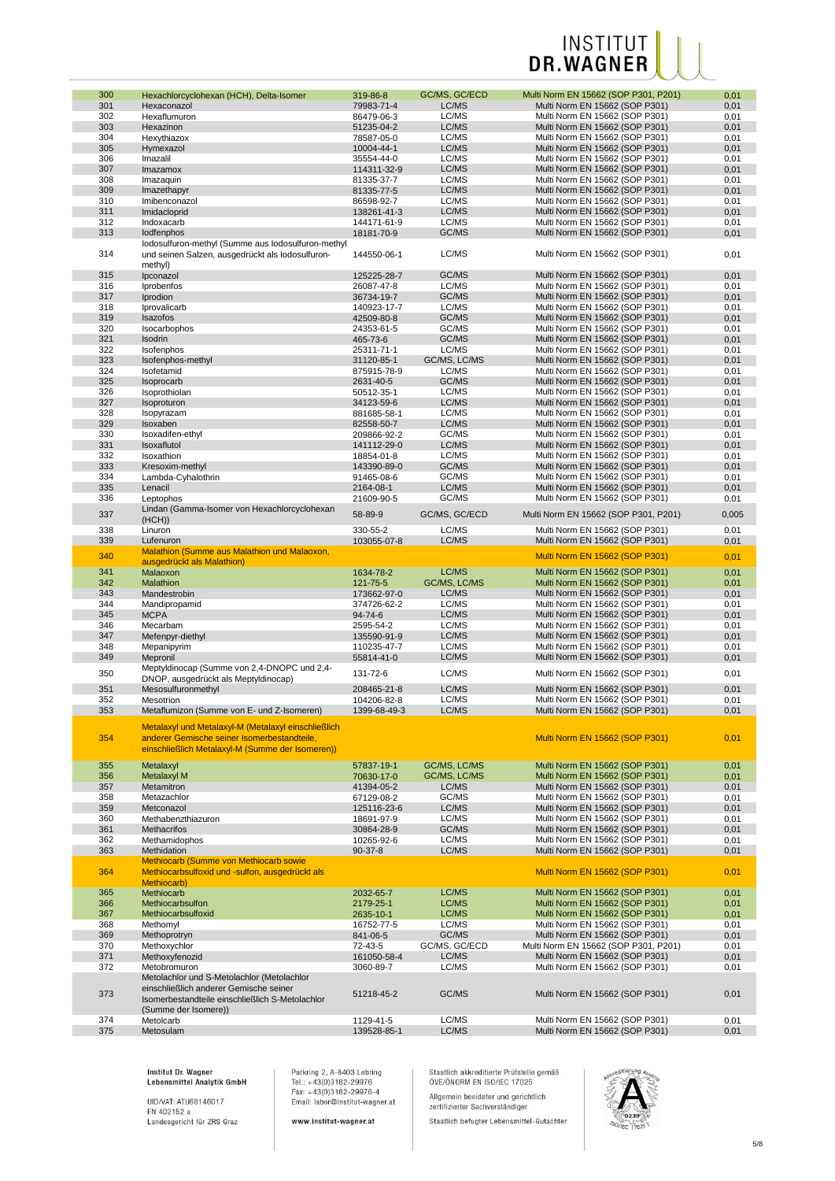| | | | | | |
|---|---|---|---|---|---|
| 300 | Hexachlorcyclohexan (HCH), Delta-Isomer | 319-86-8 | GC/MS, GC/ECD | Multi Norm EN 15662 (SOP P301, P201) | 0,01 |
| 301 | Hexaconazol | 79983-71-4 | LC/MS | Multi Norm EN 15662 (SOP P301) | 0,01 |
| 302 | Hexaflumuron | 86479-06-3 | LC/MS | Multi Norm EN 15662 (SOP P301) | 0,01 |
| 303 | Hexazinon | 51235-04-2 | LC/MS | Multi Norm EN 15662 (SOP P301) | 0,01 |
| 304 | Hexythiazox | 78587-05-0 | LC/MS | Multi Norm EN 15662 (SOP P301) | 0,01 |
| 305 | Hymexazol | 10004-44-1 | LC/MS | Multi Norm EN 15662 (SOP P301) | 0,01 |
| 306 | Imazalil | 35554-44-0 | LC/MS | Multi Norm EN 15662 (SOP P301) | 0,01 |
| 307 | Imazamox | 114311-32-9 | LC/MS | Multi Norm EN 15662 (SOP P301) | 0,01 |
| 308 | Imazaquin | 81335-37-7 | LC/MS | Multi Norm EN 15662 (SOP P301) | 0,01 |
| 309 | Imazethapyr | 81335-77-5 | LC/MS | Multi Norm EN 15662 (SOP P301) | 0,01 |
| 310 | Imibenconazol | 86598-92-7 | LC/MS | Multi Norm EN 15662 (SOP P301) | 0,01 |
| 311 | Imidacloprid | 138261-41-3 | LC/MS | Multi Norm EN 15662 (SOP P301) | 0,01 |
| 312 | Indoxacarb | 144171-61-9 | LC/MS | Multi Norm EN 15662 (SOP P301) | 0,01 |
| 313 | Iodfenphos | 18181-70-9 | GC/MS | Multi Norm EN 15662 (SOP P301) | 0,01 |
| 314 | Iodosulfuron-methyl (Summe aus Iodosulfuron-methyl und seinen Salzen, ausgedrückt als Iodosulfuron-methyl) | 144550-06-1 | LC/MS | Multi Norm EN 15662 (SOP P301) | 0,01 |
| 315 | Ipconazol | 125225-28-7 | GC/MS | Multi Norm EN 15662 (SOP P301) | 0,01 |
| 316 | Iprobenfos | 26087-47-8 | LC/MS | Multi Norm EN 15662 (SOP P301) | 0,01 |
| 317 | Iprodion | 36734-19-7 | GC/MS | Multi Norm EN 15662 (SOP P301) | 0,01 |
| 318 | Iprovalicarb | 140923-17-7 | LC/MS | Multi Norm EN 15662 (SOP P301) | 0,01 |
| 319 | Isazofos | 42509-80-8 | GC/MS | Multi Norm EN 15662 (SOP P301) | 0,01 |
| 320 | Isocarbophos | 24353-61-5 | GC/MS | Multi Norm EN 15662 (SOP P301) | 0,01 |
| 321 | Isodrin | 465-73-6 | GC/MS | Multi Norm EN 15662 (SOP P301) | 0,01 |
| 322 | Isofenphos | 25311-71-1 | LC/MS | Multi Norm EN 15662 (SOP P301) | 0,01 |
| 323 | Isofenphos-methyl | 31120-85-1 | GC/MS, LC/MS | Multi Norm EN 15662 (SOP P301) | 0,01 |
| 324 | Isofetamid | 875915-78-9 | LC/MS | Multi Norm EN 15662 (SOP P301) | 0,01 |
| 325 | Isoprocarb | 2631-40-5 | GC/MS | Multi Norm EN 15662 (SOP P301) | 0,01 |
| 326 | Isoprothiolan | 50512-35-1 | LC/MS | Multi Norm EN 15662 (SOP P301) | 0,01 |
| 327 | Isoproturon | 34123-59-6 | LC/MS | Multi Norm EN 15662 (SOP P301) | 0,01 |
| 328 | Isopyrazam | 881685-58-1 | LC/MS | Multi Norm EN 15662 (SOP P301) | 0,01 |
| 329 | Isoxaben | 82558-50-7 | LC/MS | Multi Norm EN 15662 (SOP P301) | 0,01 |
| 330 | Isoxadifen-ethyl | 209866-92-2 | GC/MS | Multi Norm EN 15662 (SOP P301) | 0,01 |
| 331 | Isoxaflutol | 141112-29-0 | LC/MS | Multi Norm EN 15662 (SOP P301) | 0,01 |
| 332 | Isoxathion | 18854-01-8 | LC/MS | Multi Norm EN 15662 (SOP P301) | 0,01 |
| 333 | Kresoxim-methyl | 143390-89-0 | GC/MS | Multi Norm EN 15662 (SOP P301) | 0,01 |
| 334 | Lambda-Cyhalothrin | 91465-08-6 | GC/MS | Multi Norm EN 15662 (SOP P301) | 0,01 |
| 335 | Lenacil | 2164-08-1 | LC/MS | Multi Norm EN 15662 (SOP P301) | 0,01 |
| 336 | Leptophos | 21609-90-5 | GC/MS | Multi Norm EN 15662 (SOP P301) | 0,01 |
| 337 | Lindan (Gamma-Isomer von Hexachlorcyclohexan (HCH)) | 58-89-9 | GC/MS, GC/ECD | Multi Norm EN 15662 (SOP P301, P201) | 0,005 |
| 338 | Linuron | 330-55-2 | LC/MS | Multi Norm EN 15662 (SOP P301) | 0,01 |
| 339 | Lufenuron | 103055-07-8 | LC/MS | Multi Norm EN 15662 (SOP P301) | 0,01 |
| 340 | Malathion (Summe aus Malathion und Malaoxon, ausgedrückt als Malathion) | | | Multi Norm EN 15662 (SOP P301) | 0,01 |
| 341 | Malaoxon | 1634-78-2 | LC/MS | Multi Norm EN 15662 (SOP P301) | 0,01 |
| 342 | Malathion | 121-75-5 | GC/MS, LC/MS | Multi Norm EN 15662 (SOP P301) | 0,01 |
| 343 | Mandestrobin | 173662-97-0 | LC/MS | Multi Norm EN 15662 (SOP P301) | 0,01 |
| 344 | Mandipropamid | 374726-62-2 | LC/MS | Multi Norm EN 15662 (SOP P301) | 0,01 |
| 345 | MCPA | 94-74-6 | LC/MS | Multi Norm EN 15662 (SOP P301) | 0,01 |
| 346 | Mecarbam | 2595-54-2 | LC/MS | Multi Norm EN 15662 (SOP P301) | 0,01 |
| 347 | Mefenpyr-diethyl | 135590-91-9 | LC/MS | Multi Norm EN 15662 (SOP P301) | 0,01 |
| 348 | Mepanipyrim | 110235-47-7 | LC/MS | Multi Norm EN 15662 (SOP P301) | 0,01 |
| 349 | Mepronil | 55814-41-0 | LC/MS | Multi Norm EN 15662 (SOP P301) | 0,01 |
| 350 | Meptyldinocap (Summe von 2,4-DNOPC und 2,4-DNOP, ausgedrückt als Meptyldinocap) | 131-72-6 | LC/MS | Multi Norm EN 15662 (SOP P301) | 0,01 |
| 351 | Mesosulfuronmethyl | 208465-21-8 | LC/MS | Multi Norm EN 15662 (SOP P301) | 0,01 |
| 352 | Mesotrion | 104206-82-8 | LC/MS | Multi Norm EN 15662 (SOP P301) | 0,01 |
| 353 | Metaflumizon (Summe von E- und Z-Isomeren) | 1399-68-49-3 | LC/MS | Multi Norm EN 15662 (SOP P301) | 0,01 |
| 354 | Metalaxyl und Metalaxyl-M (Metalaxyl einschließlich anderer Gemische seiner Isomerbestandteile, einschließlich Metalaxyl-M (Summe der Isomeren)) | | | Multi Norm EN 15662 (SOP P301) | 0,01 |
| 355 | Metalaxyl | 57837-19-1 | GC/MS, LC/MS | Multi Norm EN 15662 (SOP P301) | 0,01 |
| 356 | Metalaxyl M | 70630-17-0 | GC/MS, LC/MS | Multi Norm EN 15662 (SOP P301) | 0,01 |
| 357 | Metamitron | 41394-05-2 | LC/MS | Multi Norm EN 15662 (SOP P301) | 0,01 |
| 358 | Metazachlor | 67129-08-2 | GC/MS | Multi Norm EN 15662 (SOP P301) | 0,01 |
| 359 | Metconazol | 125116-23-6 | LC/MS | Multi Norm EN 15662 (SOP P301) | 0,01 |
| 360 | Methabenzthiazuron | 18691-97-9 | LC/MS | Multi Norm EN 15662 (SOP P301) | 0,01 |
| 361 | Methacrifos | 30864-28-9 | GC/MS | Multi Norm EN 15662 (SOP P301) | 0,01 |
| 362 | Methamidophos | 10265-92-6 | LC/MS | Multi Norm EN 15662 (SOP P301) | 0,01 |
| 363 | Methidation | 90-37-8 | LC/MS | Multi Norm EN 15662 (SOP P301) | 0,01 |
| 364 | Methiocarb (Summe von Methiocarb sowie Methiocarbsulfoxid und -sulfon, ausgedrückt als Methiocarb) | | | Multi Norm EN 15662 (SOP P301) | 0,01 |
| 365 | Methiocarb | 2032-65-7 | LC/MS | Multi Norm EN 15662 (SOP P301) | 0,01 |
| 366 | Methiocarbsulfon | 2179-25-1 | LC/MS | Multi Norm EN 15662 (SOP P301) | 0,01 |
| 367 | Methiocarbsulfoxid | 2635-10-1 | LC/MS | Multi Norm EN 15662 (SOP P301) | 0,01 |
| 368 | Methomyl | 16752-77-5 | LC/MS | Multi Norm EN 15662 (SOP P301) | 0,01 |
| 369 | Methoprotryn | 841-06-5 | GC/MS | Multi Norm EN 15662 (SOP P301) | 0,01 |
| 370 | Methoxychlor | 72-43-5 | GC/MS, GC/ECD | Multi Norm EN 15662 (SOP P301, P201) | 0,01 |
| 371 | Methoxyfenozid | 161050-58-4 | LC/MS | Multi Norm EN 15662 (SOP P301) | 0,01 |
| 372 | Metobromuron | 3060-89-7 | LC/MS | Multi Norm EN 15662 (SOP P301) | 0,01 |
| 373 | Metolachlor und S-Metolachlor (Metolachlor einschließlich anderer Gemische seiner Isomerbestandteile einschließlich S-Metolachlor (Summe der Isomere)) | 51218-45-2 | GC/MS | Multi Norm EN 15662 (SOP P301) | 0,01 |
| 374 | Metolcarb | 1129-41-5 | LC/MS | Multi Norm EN 15662 (SOP P301) | 0,01 |
| 375 | Metosulam | 139528-85-1 | LC/MS | Multi Norm EN 15662 (SOP P301) | 0,01 |

Institut Dr. Wagner Lebensmittel Analytik GmbH
UID/VAT: ATU68146017
FN 402152 a
Landesgericht für ZRS Graz

Parkring 2, A-8403 Lebring
Tel.: +43(0)3182-29976
Fax: +43(0)3182-29976-4
Email: labor@institut-wagner.at
www.institut-wagner.at

Staatlich akkreditierte Prüfstelle gemäß ÖVE/ÖNORM EN ISO/IEC 17025
Allgemein beeideter und gerichtlich zertifizierter Sachverständiger
Staatlich befugter Lebensmittel-Gutachter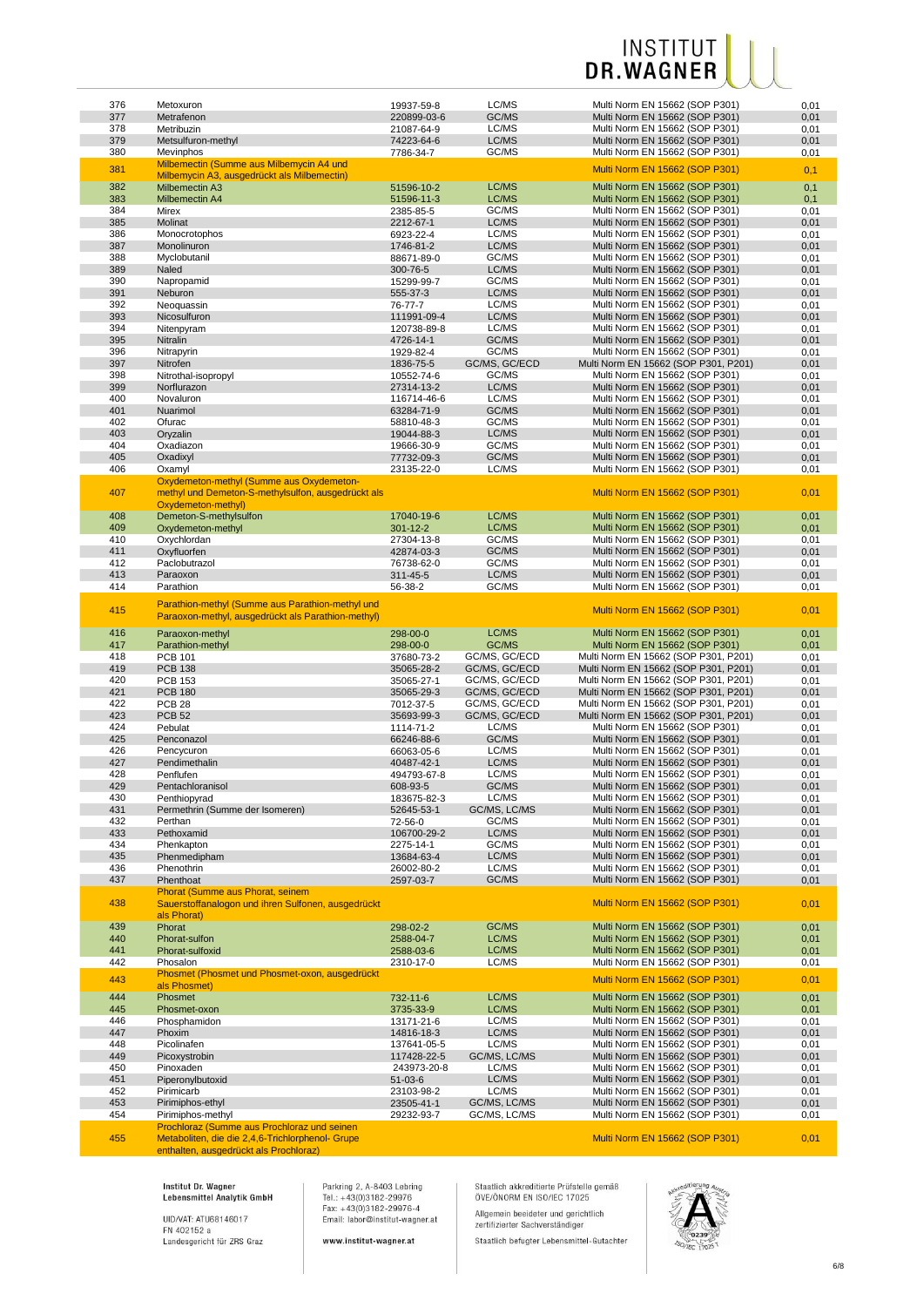| | | | | | |
|---|---|---|---|---|---|
| 376 | Metoxuron | 19937-59-8 | LC/MS | Multi Norm EN 15662 (SOP P301) | 0,01 |
| 377 | Metrafenon | 220899-03-6 | GC/MS | Multi Norm EN 15662 (SOP P301) | 0,01 |
| 378 | Metribuzin | 21087-64-9 | LC/MS | Multi Norm EN 15662 (SOP P301) | 0,01 |
| 379 | Metsulfuron-methyl | 74223-64-6 | LC/MS | Multi Norm EN 15662 (SOP P301) | 0,01 |
| 380 | Mevinphos | 7786-34-7 | GC/MS | Multi Norm EN 15662 (SOP P301) | 0,01 |
| 381 | Milbemectin (Summe aus Milbemycin A4 und Milbemycin A3, ausgedrückt als Milbemectin) | | | Multi Norm EN 15662 (SOP P301) | 0,1 |
| 382 | Milbemectin A3 | 51596-10-2 | LC/MS | Multi Norm EN 15662 (SOP P301) | 0,1 |
| 383 | Milbemectin A4 | 51596-11-3 | LC/MS | Multi Norm EN 15662 (SOP P301) | 0,1 |
| 384 | Mirex | 2385-85-5 | GC/MS | Multi Norm EN 15662 (SOP P301) | 0,01 |
| 385 | Molinat | 2212-67-1 | LC/MS | Multi Norm EN 15662 (SOP P301) | 0,01 |
| 386 | Monocrotophos | 6923-22-4 | LC/MS | Multi Norm EN 15662 (SOP P301) | 0,01 |
| 387 | Monolinuron | 1746-81-2 | LC/MS | Multi Norm EN 15662 (SOP P301) | 0,01 |
| 388 | Myclobutanil | 88671-89-0 | GC/MS | Multi Norm EN 15662 (SOP P301) | 0,01 |
| 389 | Naled | 300-76-5 | LC/MS | Multi Norm EN 15662 (SOP P301) | 0,01 |
| 390 | Napropamid | 15299-99-7 | GC/MS | Multi Norm EN 15662 (SOP P301) | 0,01 |
| 391 | Neburon | 555-37-3 | LC/MS | Multi Norm EN 15662 (SOP P301) | 0,01 |
| 392 | Neoquassin | 76-77-7 | LC/MS | Multi Norm EN 15662 (SOP P301) | 0,01 |
| 393 | Nicosulfuron | 111991-09-4 | LC/MS | Multi Norm EN 15662 (SOP P301) | 0,01 |
| 394 | Nitenpyram | 120738-89-8 | LC/MS | Multi Norm EN 15662 (SOP P301) | 0,01 |
| 395 | Nitralin | 4726-14-1 | GC/MS | Multi Norm EN 15662 (SOP P301) | 0,01 |
| 396 | Nitrapyrin | 1929-82-4 | GC/MS | Multi Norm EN 15662 (SOP P301) | 0,01 |
| 397 | Nitrofen | 1836-75-5 | GC/MS, GC/ECD | Multi Norm EN 15662 (SOP P301, P201) | 0,01 |
| 398 | Nitrothal-isopropyl | 10552-74-6 | GC/MS | Multi Norm EN 15662 (SOP P301) | 0,01 |
| 399 | Norflurazon | 27314-13-2 | LC/MS | Multi Norm EN 15662 (SOP P301) | 0,01 |
| 400 | Novaluron | 116714-46-6 | LC/MS | Multi Norm EN 15662 (SOP P301) | 0,01 |
| 401 | Nuarimol | 63284-71-9 | GC/MS | Multi Norm EN 15662 (SOP P301) | 0,01 |
| 402 | Ofurac | 58810-48-3 | GC/MS | Multi Norm EN 15662 (SOP P301) | 0,01 |
| 403 | Oryzalin | 19044-88-3 | LC/MS | Multi Norm EN 15662 (SOP P301) | 0,01 |
| 404 | Oxadiazon | 19666-30-9 | GC/MS | Multi Norm EN 15662 (SOP P301) | 0,01 |
| 405 | Oxadixyl | 77732-09-3 | GC/MS | Multi Norm EN 15662 (SOP P301) | 0,01 |
| 406 | Oxamyl | 23135-22-0 | LC/MS | Multi Norm EN 15662 (SOP P301) | 0,01 |
| 407 | Oxydemeton-methyl (Summe aus Oxydemeton-methyl und Demeton-S-methylsulfon, ausgedrückt als Oxydemeton-methyl) | | | Multi Norm EN 15662 (SOP P301) | 0,01 |
| 408 | Demeton-S-methylsulfon | 17040-19-6 | LC/MS | Multi Norm EN 15662 (SOP P301) | 0,01 |
| 409 | Oxydemeton-methyl | 301-12-2 | LC/MS | Multi Norm EN 15662 (SOP P301) | 0,01 |
| 410 | Oxychlordan | 27304-13-8 | GC/MS | Multi Norm EN 15662 (SOP P301) | 0,01 |
| 411 | Oxyfluorfen | 42874-03-3 | GC/MS | Multi Norm EN 15662 (SOP P301) | 0,01 |
| 412 | Paclobutrazol | 76738-62-0 | GC/MS | Multi Norm EN 15662 (SOP P301) | 0,01 |
| 413 | Paraoxon | 311-45-5 | LC/MS | Multi Norm EN 15662 (SOP P301) | 0,01 |
| 414 | Parathion | 56-38-2 | GC/MS | Multi Norm EN 15662 (SOP P301) | 0,01 |
| 415 | Parathion-methyl (Summe aus Parathion-methyl und Paraoxon-methyl, ausgedrückt als Parathion-methyl) | | | Multi Norm EN 15662 (SOP P301) | 0,01 |
| 416 | Paraoxon-methyl | 298-00-0 | LC/MS | Multi Norm EN 15662 (SOP P301) | 0,01 |
| 417 | Parathion-methyl | 298-00-0 | GC/MS | Multi Norm EN 15662 (SOP P301) | 0,01 |
| 418 | PCB 101 | 37680-73-2 | GC/MS, GC/ECD | Multi Norm EN 15662 (SOP P301, P201) | 0,01 |
| 419 | PCB 138 | 35065-28-2 | GC/MS, GC/ECD | Multi Norm EN 15662 (SOP P301, P201) | 0,01 |
| 420 | PCB 153 | 35065-27-1 | GC/MS, GC/ECD | Multi Norm EN 15662 (SOP P301, P201) | 0,01 |
| 421 | PCB 180 | 35065-29-3 | GC/MS, GC/ECD | Multi Norm EN 15662 (SOP P301, P201) | 0,01 |
| 422 | PCB 28 | 7012-37-5 | GC/MS, GC/ECD | Multi Norm EN 15662 (SOP P301, P201) | 0,01 |
| 423 | PCB 52 | 35693-99-3 | GC/MS, GC/ECD | Multi Norm EN 15662 (SOP P301, P201) | 0,01 |
| 424 | Pebulat | 1114-71-2 | LC/MS | Multi Norm EN 15662 (SOP P301) | 0,01 |
| 425 | Penconazol | 66246-88-6 | GC/MS | Multi Norm EN 15662 (SOP P301) | 0,01 |
| 426 | Pencycuron | 66063-05-6 | LC/MS | Multi Norm EN 15662 (SOP P301) | 0,01 |
| 427 | Pendimethalin | 40487-42-1 | LC/MS | Multi Norm EN 15662 (SOP P301) | 0,01 |
| 428 | Penflufen | 494793-67-8 | LC/MS | Multi Norm EN 15662 (SOP P301) | 0,01 |
| 429 | Pentachloranisol | 608-93-5 | GC/MS | Multi Norm EN 15662 (SOP P301) | 0,01 |
| 430 | Penthiopyrad | 183675-82-3 | LC/MS | Multi Norm EN 15662 (SOP P301) | 0,01 |
| 431 | Permethrin (Summe der Isomeren) | 52645-53-1 | GC/MS, LC/MS | Multi Norm EN 15662 (SOP P301) | 0,01 |
| 432 | Perthan | 72-56-0 | GC/MS | Multi Norm EN 15662 (SOP P301) | 0,01 |
| 433 | Pethoxamid | 106700-29-2 | LC/MS | Multi Norm EN 15662 (SOP P301) | 0,01 |
| 434 | Phenkapton | 2275-14-1 | GC/MS | Multi Norm EN 15662 (SOP P301) | 0,01 |
| 435 | Phenmedipham | 13684-63-4 | LC/MS | Multi Norm EN 15662 (SOP P301) | 0,01 |
| 436 | Phenothrin | 26002-80-2 | LC/MS | Multi Norm EN 15662 (SOP P301) | 0,01 |
| 437 | Phenthoat | 2597-03-7 | GC/MS | Multi Norm EN 15662 (SOP P301) | 0,01 |
| 438 | Phorat (Summe aus Phorat, seinem Sauerstoffanalogon und ihren Sulfonen, ausgedrückt als Phorat) | | | Multi Norm EN 15662 (SOP P301) | 0,01 |
| 439 | Phorat | 298-02-2 | GC/MS | Multi Norm EN 15662 (SOP P301) | 0,01 |
| 440 | Phorat-sulfon | 2588-04-7 | LC/MS | Multi Norm EN 15662 (SOP P301) | 0,01 |
| 441 | Phorat-sulfoxid | 2588-03-6 | LC/MS | Multi Norm EN 15662 (SOP P301) | 0,01 |
| 442 | Phosalon | 2310-17-0 | LC/MS | Multi Norm EN 15662 (SOP P301) | 0,01 |
| 443 | Phosmet (Phosmet und Phosmet-oxon, ausgedrückt als Phosmet) | | | Multi Norm EN 15662 (SOP P301) | 0,01 |
| 444 | Phosmet | 732-11-6 | LC/MS | Multi Norm EN 15662 (SOP P301) | 0,01 |
| 445 | Phosmet-oxon | 3735-33-9 | LC/MS | Multi Norm EN 15662 (SOP P301) | 0,01 |
| 446 | Phosphamidon | 13171-21-6 | LC/MS | Multi Norm EN 15662 (SOP P301) | 0,01 |
| 447 | Phoxim | 14816-18-3 | LC/MS | Multi Norm EN 15662 (SOP P301) | 0,01 |
| 448 | Picolinafen | 137641-05-5 | LC/MS | Multi Norm EN 15662 (SOP P301) | 0,01 |
| 449 | Picoxystrobin | 117428-22-5 | GC/MS, LC/MS | Multi Norm EN 15662 (SOP P301) | 0,01 |
| 450 | Pinoxaden | 243973-20-8 | LC/MS | Multi Norm EN 15662 (SOP P301) | 0,01 |
| 451 | Piperonylbutoxid | 51-03-6 | LC/MS | Multi Norm EN 15662 (SOP P301) | 0,01 |
| 452 | Pirimicarb | 23103-98-2 | LC/MS | Multi Norm EN 15662 (SOP P301) | 0,01 |
| 453 | Pirimiphos-ethyl | 23505-41-1 | GC/MS, LC/MS | Multi Norm EN 15662 (SOP P301) | 0,01 |
| 454 | Pirimiphos-methyl | 29232-93-7 | GC/MS, LC/MS | Multi Norm EN 15662 (SOP P301) | 0,01 |
| 455 | Prochloraz (Summe aus Prochloraz und seinen Metaboliten, die die 2,4,6-Trichlorphenol- Grupe enthalten, ausgedrückt als Prochloraz) | | | Multi Norm EN 15662 (SOP P301) | 0,01 |

Institut Dr. Wagner Lebensmittel Analytik GmbH
UID/VAT: ATU68146017
FN 402152 a
Landesgericht für ZRS Graz

Parkring 2, A-8403 Lebring
Tel.: +43(0)3182-29976
Fax: +43(0)3182-29976-4
Email: labor@institut-wagner.at
www.institut-wagner.at

Staatlich akkreditierte Prüfstelle gemäß ÖVE/ÖNORM EN ISO/IEC 17025
Allgemein beeideter und gerichtlich zertifizierter Sachverständiger
Staatlich befugter Lebensmittel-Gutachter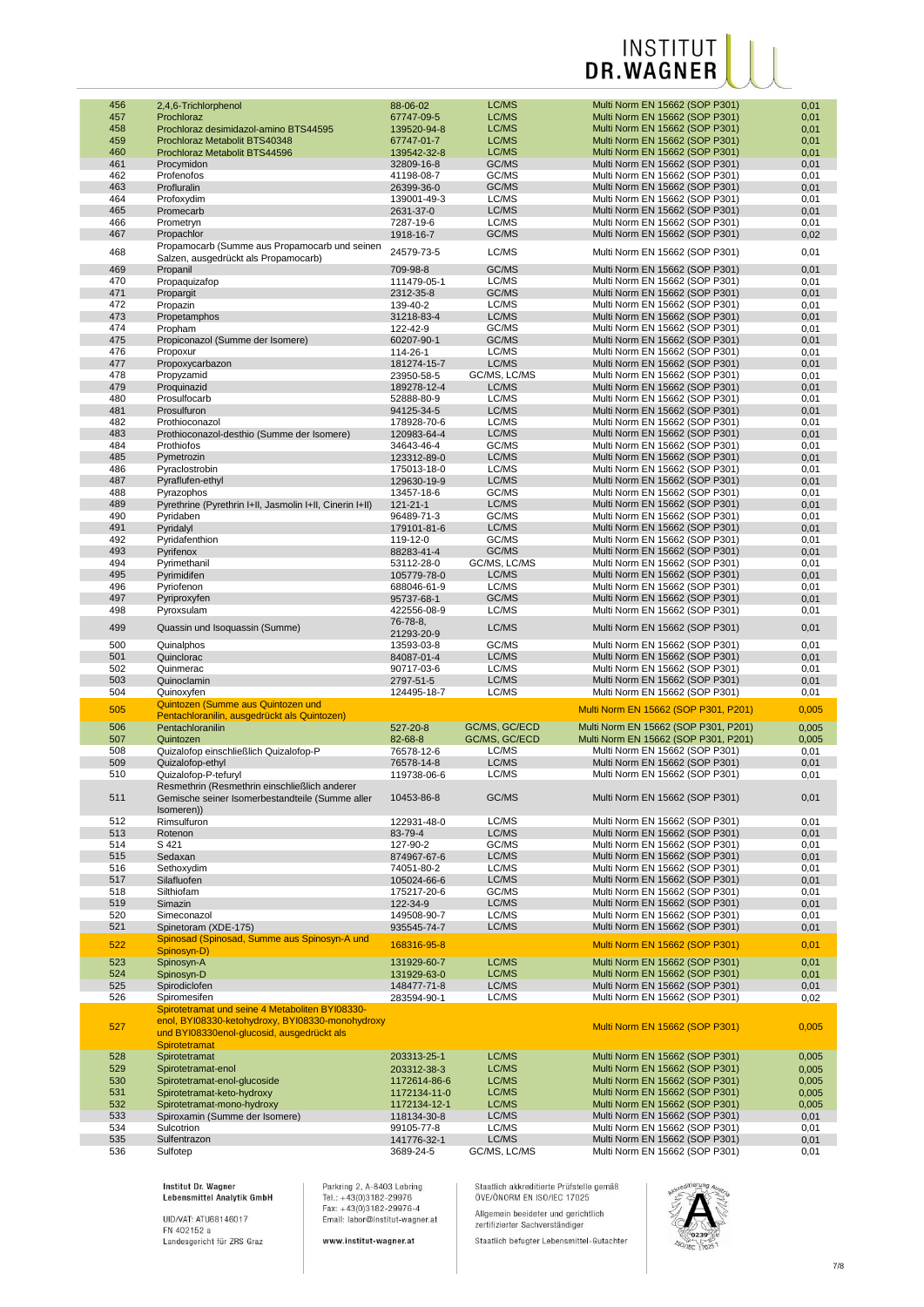| | | | | | |
|---|---|---|---|---|---|
| 456 | 2,4,6-Trichlorphenol | 88-06-02 | LC/MS | Multi Norm EN 15662 (SOP P301) | 0,01 |
| 457 | Prochloraz | 67747-09-5 | LC/MS | Multi Norm EN 15662 (SOP P301) | 0,01 |
| 458 | Prochloraz desimidazol-amino BTS44595 | 139520-94-8 | LC/MS | Multi Norm EN 15662 (SOP P301) | 0,01 |
| 459 | Prochloraz Metabolit BTS40348 | 67747-01-7 | LC/MS | Multi Norm EN 15662 (SOP P301) | 0,01 |
| 460 | Prochloraz Metabolit BTS44596 | 139542-32-8 | LC/MS | Multi Norm EN 15662 (SOP P301) | 0,01 |
| 461 | Procymidon | 32809-16-8 | GC/MS | Multi Norm EN 15662 (SOP P301) | 0,01 |
| 462 | Profenofos | 41198-08-7 | GC/MS | Multi Norm EN 15662 (SOP P301) | 0,01 |
| 463 | Profluralin | 26399-36-0 | GC/MS | Multi Norm EN 15662 (SOP P301) | 0,01 |
| 464 | Profoxydim | 139001-49-3 | LC/MS | Multi Norm EN 15662 (SOP P301) | 0,01 |
| 465 | Promecarb | 2631-37-0 | LC/MS | Multi Norm EN 15662 (SOP P301) | 0,01 |
| 466 | Prometryn | 7287-19-6 | LC/MS | Multi Norm EN 15662 (SOP P301) | 0,01 |
| 467 | Propachlor | 1918-16-7 | GC/MS | Multi Norm EN 15662 (SOP P301) | 0,02 |
| 468 | Propamocarb (Summe aus Propamocarb und seinen Salzen, ausgedrückt als Propamocarb) | 24579-73-5 | LC/MS | Multi Norm EN 15662 (SOP P301) | 0,01 |
| 469 | Propanil | 709-98-8 | GC/MS | Multi Norm EN 15662 (SOP P301) | 0,01 |
| 470 | Propaquizafop | 111479-05-1 | LC/MS | Multi Norm EN 15662 (SOP P301) | 0,01 |
| 471 | Propargit | 2312-35-8 | GC/MS | Multi Norm EN 15662 (SOP P301) | 0,01 |
| 472 | Propazin | 139-40-2 | LC/MS | Multi Norm EN 15662 (SOP P301) | 0,01 |
| 473 | Propetamphos | 31218-83-4 | LC/MS | Multi Norm EN 15662 (SOP P301) | 0,01 |
| 474 | Propham | 122-42-9 | GC/MS | Multi Norm EN 15662 (SOP P301) | 0,01 |
| 475 | Propiconazol (Summe der Isomere) | 60207-90-1 | GC/MS | Multi Norm EN 15662 (SOP P301) | 0,01 |
| 476 | Propoxur | 114-26-1 | LC/MS | Multi Norm EN 15662 (SOP P301) | 0,01 |
| 477 | Propoxycarbazon | 181274-15-7 | LC/MS | Multi Norm EN 15662 (SOP P301) | 0,01 |
| 478 | Propyzamid | 23950-58-5 | GC/MS, LC/MS | Multi Norm EN 15662 (SOP P301) | 0,01 |
| 479 | Proquinazid | 189278-12-4 | LC/MS | Multi Norm EN 15662 (SOP P301) | 0,01 |
| 480 | Prosulfocarb | 52888-80-9 | LC/MS | Multi Norm EN 15662 (SOP P301) | 0,01 |
| 481 | Prosulfuron | 94125-34-5 | LC/MS | Multi Norm EN 15662 (SOP P301) | 0,01 |
| 482 | Prothioconazol | 178928-70-6 | LC/MS | Multi Norm EN 15662 (SOP P301) | 0,01 |
| 483 | Prothioconazol-desthio (Summe der Isomere) | 120983-64-4 | LC/MS | Multi Norm EN 15662 (SOP P301) | 0,01 |
| 484 | Prothiofos | 34643-46-4 | GC/MS | Multi Norm EN 15662 (SOP P301) | 0,01 |
| 485 | Pymetrozin | 123312-89-0 | LC/MS | Multi Norm EN 15662 (SOP P301) | 0,01 |
| 486 | Pyraclostrobin | 175013-18-0 | LC/MS | Multi Norm EN 15662 (SOP P301) | 0,01 |
| 487 | Pyraflufen-ethyl | 129630-19-9 | LC/MS | Multi Norm EN 15662 (SOP P301) | 0,01 |
| 488 | Pyrazophos | 13457-18-6 | GC/MS | Multi Norm EN 15662 (SOP P301) | 0,01 |
| 489 | Pyrethrine (Pyrethrin I+II, Jasmolin I+II, Cinerin I+II) | 121-21-1 | LC/MS | Multi Norm EN 15662 (SOP P301) | 0,01 |
| 490 | Pyridaben | 96489-71-3 | GC/MS | Multi Norm EN 15662 (SOP P301) | 0,01 |
| 491 | Pyridalyl | 179101-81-6 | LC/MS | Multi Norm EN 15662 (SOP P301) | 0,01 |
| 492 | Pyridafenthion | 119-12-0 | GC/MS | Multi Norm EN 15662 (SOP P301) | 0,01 |
| 493 | Pyrifenox | 88283-41-4 | GC/MS | Multi Norm EN 15662 (SOP P301) | 0,01 |
| 494 | Pyrimethanil | 53112-28-0 | GC/MS, LC/MS | Multi Norm EN 15662 (SOP P301) | 0,01 |
| 495 | Pyrimidifen | 105779-78-0 | LC/MS | Multi Norm EN 15662 (SOP P301) | 0,01 |
| 496 | Pyriofenon | 688046-61-9 | LC/MS | Multi Norm EN 15662 (SOP P301) | 0,01 |
| 497 | Pyriproxyfen | 95737-68-1 | GC/MS | Multi Norm EN 15662 (SOP P301) | 0,01 |
| 498 | Pyroxsulam | 422556-08-9 | LC/MS | Multi Norm EN 15662 (SOP P301) | 0,01 |
| 499 | Quassin und Isoquassin (Summe) | 76-78-8, 21293-20-9 | LC/MS | Multi Norm EN 15662 (SOP P301) | 0,01 |
| 500 | Quinalphos | 13593-03-8 | GC/MS | Multi Norm EN 15662 (SOP P301) | 0,01 |
| 501 | Quinclorac | 84087-01-4 | LC/MS | Multi Norm EN 15662 (SOP P301) | 0,01 |
| 502 | Quinmerac | 90717-03-6 | LC/MS | Multi Norm EN 15662 (SOP P301) | 0,01 |
| 503 | Quinoclamin | 2797-51-5 | LC/MS | Multi Norm EN 15662 (SOP P301) | 0,01 |
| 504 | Quinoxyfen | 124495-18-7 | LC/MS | Multi Norm EN 15662 (SOP P301) | 0,01 |
| 505 | Quintozen (Summe aus Quintozen und Pentachloranilin, ausgedrückt als Quintozen) | | | Multi Norm EN 15662 (SOP P301, P201) | 0,005 |
| 506 | Pentachloranilin | 527-20-8 | GC/MS, GC/ECD | Multi Norm EN 15662 (SOP P301, P201) | 0,005 |
| 507 | Quintozen | 82-68-8 | GC/MS, GC/ECD | Multi Norm EN 15662 (SOP P301, P201) | 0,005 |
| 508 | Quizalofop einschließlich Quizalofop-P | 76578-12-6 | LC/MS | Multi Norm EN 15662 (SOP P301) | 0,01 |
| 509 | Quizalofop-ethyl | 76578-14-8 | LC/MS | Multi Norm EN 15662 (SOP P301) | 0,01 |
| 510 | Quizalofop-P-tefuryl | 119738-06-6 | LC/MS | Multi Norm EN 15662 (SOP P301) | 0,01 |
| 511 | Resmethrin (Resmethrin einschließlich anderer Gemische seiner Isomerbestandteile (Summe aller Isomeren)) | 10453-86-8 | GC/MS | Multi Norm EN 15662 (SOP P301) | 0,01 |
| 512 | Rimsulfuron | 122931-48-0 | LC/MS | Multi Norm EN 15662 (SOP P301) | 0,01 |
| 513 | Rotenon | 83-79-4 | LC/MS | Multi Norm EN 15662 (SOP P301) | 0,01 |
| 514 | S 421 | 127-90-2 | GC/MS | Multi Norm EN 15662 (SOP P301) | 0,01 |
| 515 | Sedaxan | 874967-67-6 | LC/MS | Multi Norm EN 15662 (SOP P301) | 0,01 |
| 516 | Sethoxydim | 74051-80-2 | LC/MS | Multi Norm EN 15662 (SOP P301) | 0,01 |
| 517 | Silafluofen | 105024-66-6 | LC/MS | Multi Norm EN 15662 (SOP P301) | 0,01 |
| 518 | Silthiofam | 175217-20-6 | GC/MS | Multi Norm EN 15662 (SOP P301) | 0,01 |
| 519 | Simazin | 122-34-9 | LC/MS | Multi Norm EN 15662 (SOP P301) | 0,01 |
| 520 | Simeconazol | 149508-90-7 | LC/MS | Multi Norm EN 15662 (SOP P301) | 0,01 |
| 521 | Spinetoram (XDE-175) | 935545-74-7 | LC/MS | Multi Norm EN 15662 (SOP P301) | 0,01 |
| 522 | Spinosad (Spinosad, Summe aus Spinosyn-A und Spinosyn-D) | 168316-95-8 | | Multi Norm EN 15662 (SOP P301) | 0,01 |
| 523 | Spinosyn-A | 131929-60-7 | LC/MS | Multi Norm EN 15662 (SOP P301) | 0,01 |
| 524 | Spinosyn-D | 131929-63-0 | LC/MS | Multi Norm EN 15662 (SOP P301) | 0,01 |
| 525 | Spirodiclofen | 148477-71-8 | LC/MS | Multi Norm EN 15662 (SOP P301) | 0,01 |
| 526 | Spiromesifen | 283594-90-1 | LC/MS | Multi Norm EN 15662 (SOP P301) | 0,02 |
| 527 | Spirotetramat und seine 4 Metaboliten BYI08330-enol, BYI08330-ketohydroxy, BYI08330-monohydroxy und BYI08330enol-glucosid, ausgedrückt als Spirotetramat | | | Multi Norm EN 15662 (SOP P301) | 0,005 |
| 528 | Spirotetramat | 203313-25-1 | LC/MS | Multi Norm EN 15662 (SOP P301) | 0,005 |
| 529 | Spirotetramat-enol | 203312-38-3 | LC/MS | Multi Norm EN 15662 (SOP P301) | 0,005 |
| 530 | Spirotetramat-enol-glucoside | 1172614-86-6 | LC/MS | Multi Norm EN 15662 (SOP P301) | 0,005 |
| 531 | Spirotetramat-keto-hydroxy | 1172134-11-0 | LC/MS | Multi Norm EN 15662 (SOP P301) | 0,005 |
| 532 | Spirotetramat-mono-hydroxy | 1172134-12-1 | LC/MS | Multi Norm EN 15662 (SOP P301) | 0,005 |
| 533 | Spiroxamin (Summe der Isomere) | 118134-30-8 | LC/MS | Multi Norm EN 15662 (SOP P301) | 0,01 |
| 534 | Sulcotrion | 99105-77-8 | LC/MS | Multi Norm EN 15662 (SOP P301) | 0,01 |
| 535 | Sulfentrazon | 141776-32-1 | LC/MS | Multi Norm EN 15662 (SOP P301) | 0,01 |
| 536 | Sulfotep | 3689-24-5 | GC/MS, LC/MS | Multi Norm EN 15662 (SOP P301) | 0,01 |

Institut Dr. Wagner Lebensmittel Analytik GmbH
UID/VAT: ATU68146017
FN 402152 a
Landesgericht für ZRS Graz

Parkring 2, A-8403 Lebring
Tel.: +43(0)3182-29976
Fax: +43(0)3182-29976-4
Email: labor@institut-wagner.at
www.institut-wagner.at

Staatlich akkreditierte Prüfstelle gemäß ÖVE/ÖNORM EN ISO/IEC 17025
Allgemein beeideter und gerichtlich zertifizierter Sachverständiger
Staatlich befugter Lebensmittel-Gutachter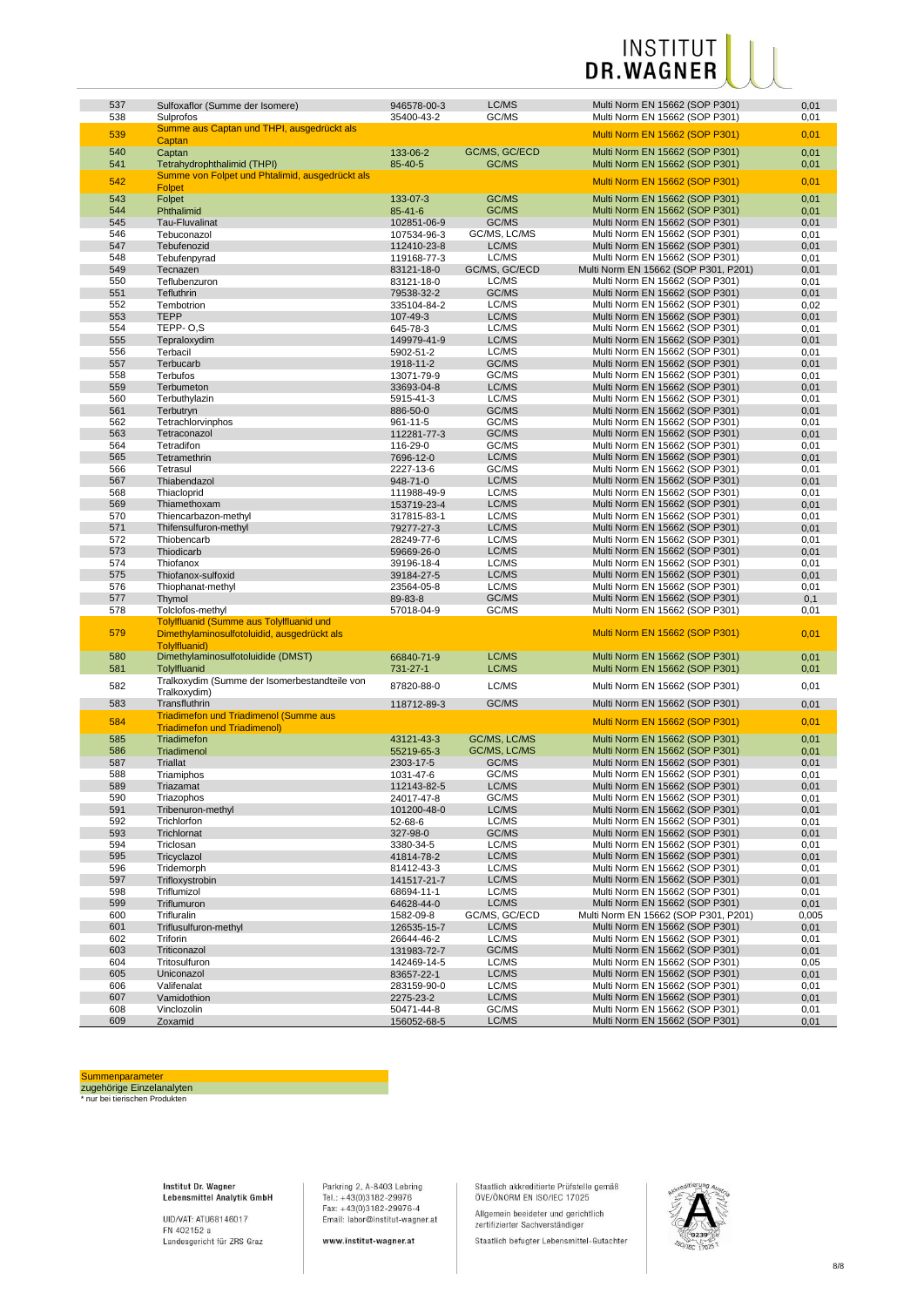| | | | | | |
|---|---|---|---|---|---|
| 537 | Sulfoxaflor (Summe der Isomere) | 946578-00-3 | LC/MS | Multi Norm EN 15662 (SOP P301) | 0,01 |
| 538 | Sulprofos | 35400-43-2 | GC/MS | Multi Norm EN 15662 (SOP P301) | 0,01 |
| 539 | Summe aus Captan und THPI, ausgedrückt als Captan | | | Multi Norm EN 15662 (SOP P301) | 0,01 |
| 540 | Captan | 133-06-2 | GC/MS, GC/ECD | Multi Norm EN 15662 (SOP P301) | 0,01 |
| 541 | Tetrahydrophthalimid (THPI) | 85-40-5 | GC/MS | Multi Norm EN 15662 (SOP P301) | 0,01 |
| 542 | Summe von Folpet und Phtalimid, ausgedrückt als Folpet | | | Multi Norm EN 15662 (SOP P301) | 0,01 |
| 543 | Folpet | 133-07-3 | GC/MS | Multi Norm EN 15662 (SOP P301) | 0,01 |
| 544 | Phthalimid | 85-41-6 | GC/MS | Multi Norm EN 15662 (SOP P301) | 0,01 |
| 545 | Tau-Fluvalinat | 102851-06-9 | GC/MS | Multi Norm EN 15662 (SOP P301) | 0,01 |
| 546 | Tebuconazol | 107534-96-3 | GC/MS, LC/MS | Multi Norm EN 15662 (SOP P301) | 0,01 |
| 547 | Tebufenozid | 112410-23-8 | LC/MS | Multi Norm EN 15662 (SOP P301) | 0,01 |
| 548 | Tebufenpyrad | 119168-77-3 | LC/MS | Multi Norm EN 15662 (SOP P301) | 0,01 |
| 549 | Tecnazen | 83121-18-0 | GC/MS, GC/ECD | Multi Norm EN 15662 (SOP P301, P201) | 0,01 |
| 550 | Teflubenzuron | 83121-18-0 | LC/MS | Multi Norm EN 15662 (SOP P301) | 0,01 |
| 551 | Tefluthrin | 79538-32-2 | GC/MS | Multi Norm EN 15662 (SOP P301) | 0,01 |
| 552 | Tembotrion | 335104-84-2 | LC/MS | Multi Norm EN 15662 (SOP P301) | 0,02 |
| 553 | TEPP | 107-49-3 | LC/MS | Multi Norm EN 15662 (SOP P301) | 0,01 |
| 554 | TEPP- O,S | 645-78-3 | LC/MS | Multi Norm EN 15662 (SOP P301) | 0,01 |
| 555 | Tepraloxydim | 149979-41-9 | LC/MS | Multi Norm EN 15662 (SOP P301) | 0,01 |
| 556 | Terbacil | 5902-51-2 | LC/MS | Multi Norm EN 15662 (SOP P301) | 0,01 |
| 557 | Terbucarb | 1918-11-2 | GC/MS | Multi Norm EN 15662 (SOP P301) | 0,01 |
| 558 | Terbufos | 13071-79-9 | GC/MS | Multi Norm EN 15662 (SOP P301) | 0,01 |
| 559 | Terbumeton | 33693-04-8 | LC/MS | Multi Norm EN 15662 (SOP P301) | 0,01 |
| 560 | Terbuthylazin | 5915-41-3 | LC/MS | Multi Norm EN 15662 (SOP P301) | 0,01 |
| 561 | Terbutryn | 886-50-0 | GC/MS | Multi Norm EN 15662 (SOP P301) | 0,01 |
| 562 | Tetrachlorvinphos | 961-11-5 | GC/MS | Multi Norm EN 15662 (SOP P301) | 0,01 |
| 563 | Tetraconazol | 112281-77-3 | GC/MS | Multi Norm EN 15662 (SOP P301) | 0,01 |
| 564 | Tetradifon | 116-29-0 | GC/MS | Multi Norm EN 15662 (SOP P301) | 0,01 |
| 565 | Tetramethrin | 7696-12-0 | LC/MS | Multi Norm EN 15662 (SOP P301) | 0,01 |
| 566 | Tetrasul | 2227-13-6 | GC/MS | Multi Norm EN 15662 (SOP P301) | 0,01 |
| 567 | Thiabendazol | 948-71-0 | LC/MS | Multi Norm EN 15662 (SOP P301) | 0,01 |
| 568 | Thiacloprid | 111988-49-9 | LC/MS | Multi Norm EN 15662 (SOP P301) | 0,01 |
| 569 | Thiamethoxam | 153719-23-4 | LC/MS | Multi Norm EN 15662 (SOP P301) | 0,01 |
| 570 | Thiencarbazon-methyl | 317815-83-1 | LC/MS | Multi Norm EN 15662 (SOP P301) | 0,01 |
| 571 | Thifensulfuron-methyl | 79277-27-3 | LC/MS | Multi Norm EN 15662 (SOP P301) | 0,01 |
| 572 | Thiobencarb | 28249-77-6 | LC/MS | Multi Norm EN 15662 (SOP P301) | 0,01 |
| 573 | Thiodicarb | 59669-26-0 | LC/MS | Multi Norm EN 15662 (SOP P301) | 0,01 |
| 574 | Thiofanox | 39196-18-4 | LC/MS | Multi Norm EN 15662 (SOP P301) | 0,01 |
| 575 | Thiofanox-sulfoxid | 39184-27-5 | LC/MS | Multi Norm EN 15662 (SOP P301) | 0,01 |
| 576 | Thiophanat-methyl | 23564-05-8 | LC/MS | Multi Norm EN 15662 (SOP P301) | 0,01 |
| 577 | Thymol | 89-83-8 | GC/MS | Multi Norm EN 15662 (SOP P301) | 0,1 |
| 578 | Tolclofos-methyl | 57018-04-9 | GC/MS | Multi Norm EN 15662 (SOP P301) | 0,01 |
| 579 | Tolylfluanid (Summe aus Tolylfluanid und Dimethylaminosulfotoluidid, ausgedrückt als Tolylfluanid) | | | Multi Norm EN 15662 (SOP P301) | 0,01 |
| 580 | Dimethylaminosulfotoluidide (DMST) | 66840-71-9 | LC/MS | Multi Norm EN 15662 (SOP P301) | 0,01 |
| 581 | Tolylfluanid | 731-27-1 | LC/MS | Multi Norm EN 15662 (SOP P301) | 0,01 |
| 582 | Tralkoxydim (Summe der Isomerbestandteile von Tralkoxydim) | 87820-88-0 | LC/MS | Multi Norm EN 15662 (SOP P301) | 0,01 |
| 583 | Transfluthrin | 118712-89-3 | GC/MS | Multi Norm EN 15662 (SOP P301) | 0,01 |
| 584 | Triadimefon und Triadimenol (Summe aus Triadimefon und Triadimenol) | | | Multi Norm EN 15662 (SOP P301) | 0,01 |
| 585 | Triadimefon | 43121-43-3 | GC/MS, LC/MS | Multi Norm EN 15662 (SOP P301) | 0,01 |
| 586 | Triadimenol | 55219-65-3 | GC/MS, LC/MS | Multi Norm EN 15662 (SOP P301) | 0,01 |
| 587 | Triallat | 2303-17-5 | GC/MS | Multi Norm EN 15662 (SOP P301) | 0,01 |
| 588 | Triamiphos | 1031-47-6 | GC/MS | Multi Norm EN 15662 (SOP P301) | 0,01 |
| 589 | Triazamat | 112143-82-5 | LC/MS | Multi Norm EN 15662 (SOP P301) | 0,01 |
| 590 | Triazophos | 24017-47-8 | GC/MS | Multi Norm EN 15662 (SOP P301) | 0,01 |
| 591 | Tribenuron-methyl | 101200-48-0 | LC/MS | Multi Norm EN 15662 (SOP P301) | 0,01 |
| 592 | Trichlorfon | 52-68-6 | LC/MS | Multi Norm EN 15662 (SOP P301) | 0,01 |
| 593 | Trichlornat | 327-98-0 | GC/MS | Multi Norm EN 15662 (SOP P301) | 0,01 |
| 594 | Triclosan | 3380-34-5 | LC/MS | Multi Norm EN 15662 (SOP P301) | 0,01 |
| 595 | Tricyclazol | 41814-78-2 | LC/MS | Multi Norm EN 15662 (SOP P301) | 0,01 |
| 596 | Tridemorph | 81412-43-3 | LC/MS | Multi Norm EN 15662 (SOP P301) | 0,01 |
| 597 | Trifloxystrobin | 141517-21-7 | LC/MS | Multi Norm EN 15662 (SOP P301) | 0,01 |
| 598 | Triflumizol | 68694-11-1 | LC/MS | Multi Norm EN 15662 (SOP P301) | 0,01 |
| 599 | Triflumuron | 64628-44-0 | LC/MS | Multi Norm EN 15662 (SOP P301) | 0,01 |
| 600 | Trifluralin | 1582-09-8 | GC/MS, GC/ECD | Multi Norm EN 15662 (SOP P301, P201) | 0,005 |
| 601 | Triflusulfuron-methyl | 126535-15-7 | LC/MS | Multi Norm EN 15662 (SOP P301) | 0,01 |
| 602 | Triforin | 26644-46-2 | LC/MS | Multi Norm EN 15662 (SOP P301) | 0,01 |
| 603 | Triticonazol | 131983-72-7 | GC/MS | Multi Norm EN 15662 (SOP P301) | 0,01 |
| 604 | Tritosulfuron | 142469-14-5 | LC/MS | Multi Norm EN 15662 (SOP P301) | 0,05 |
| 605 | Uniconazol | 83657-22-1 | LC/MS | Multi Norm EN 15662 (SOP P301) | 0,01 |
| 606 | Valifenalat | 283159-90-0 | LC/MS | Multi Norm EN 15662 (SOP P301) | 0,01 |
| 607 | Vamidothion | 2275-23-2 | LC/MS | Multi Norm EN 15662 (SOP P301) | 0,01 |
| 608 | Vinclozolin | 50471-44-8 | GC/MS | Multi Norm EN 15662 (SOP P301) | 0,01 |
| 609 | Zoxamid | 156052-68-5 | LC/MS | Multi Norm EN 15662 (SOP P301) | 0,01 |

Summenparameter
zugehörige Einzelanalyten
* nur bei tierischen Produkten

Institut Dr. Wagner Lebensmittel Analytik GmbH
UID/VAT: ATU68146017
FN 402152 a
Landesgericht für ZRS Graz

Parkring 2, A-8403 Lebring
Tel.: +43(0)3182-29976
Fax: +43(0)3182-29976-4
Email: labor@institut-wagner.at
www.institut-wagner.at

Staatlich akkreditierte Prüfstelle gemäß ÖVE/ÖNORM EN ISO/IEC 17025
Allgemein beeideter und gerichtlich zertifizierter Sachverständiger
Staatlich befugter Lebensmittel-Gutachter